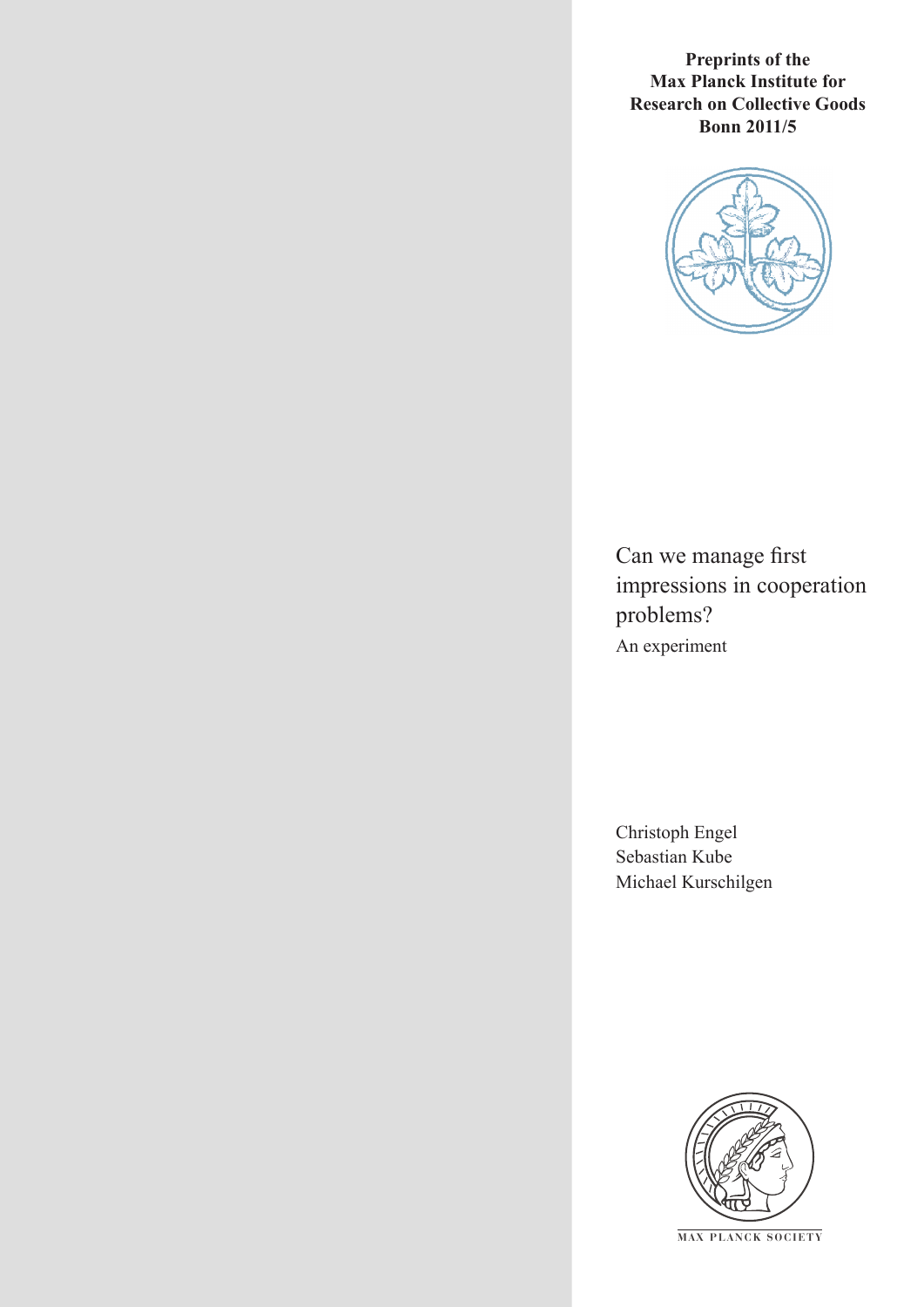**Preprints of the Max Planck Institute for Research on Collective Goods Bonn 2011/5**

# Can we manage first impressions in cooperation problems?

An experiment

Christoph Engel
Sebastian Kube
Michael Kurschilgen

MAX PLANCK SOCIETY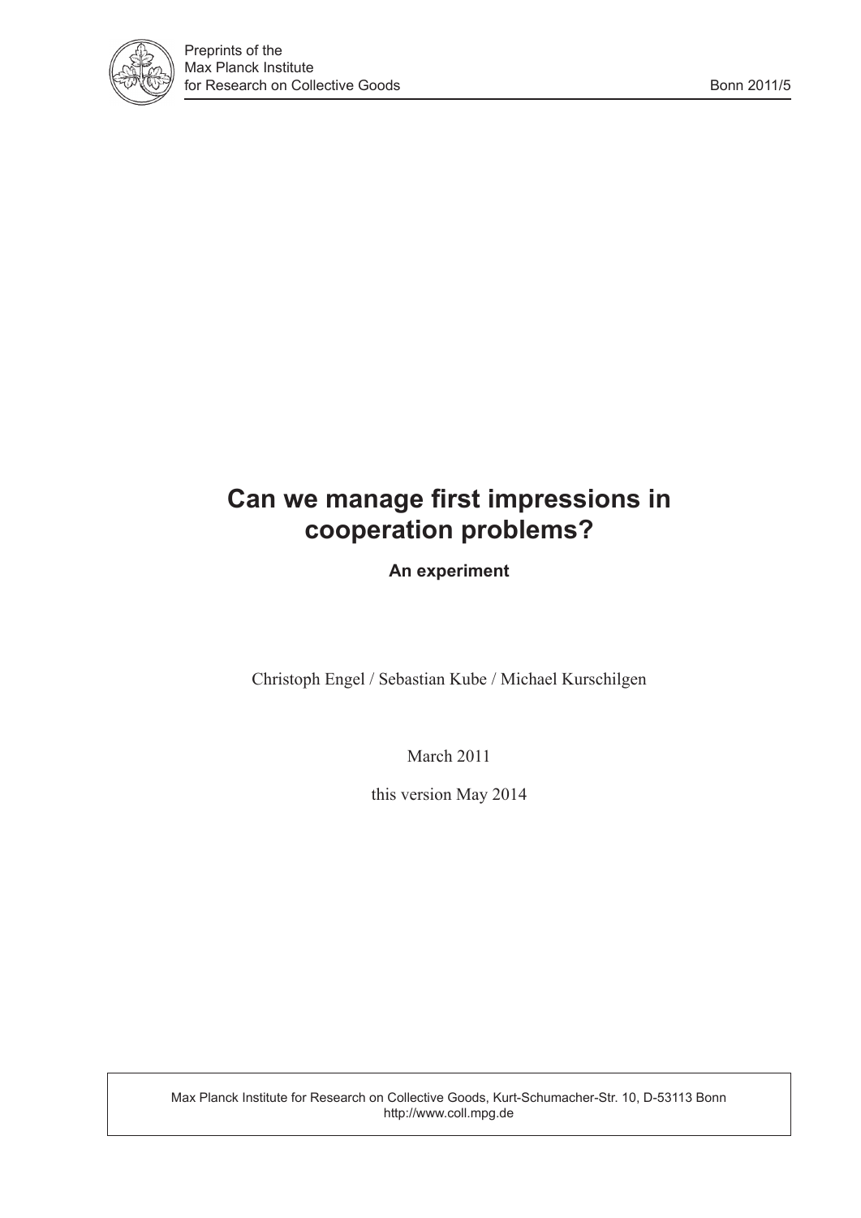# Can we manage first impressions in cooperation problems?

**An experiment**

Christoph Engel / Sebastian Kube / Michael Kurschilgen

March 2011

this version May 2014

Max Planck Institute for Research on Collective Goods, Kurt-Schumacher-Str. 10, D-53113 Bonn
http://www.coll.mpg.de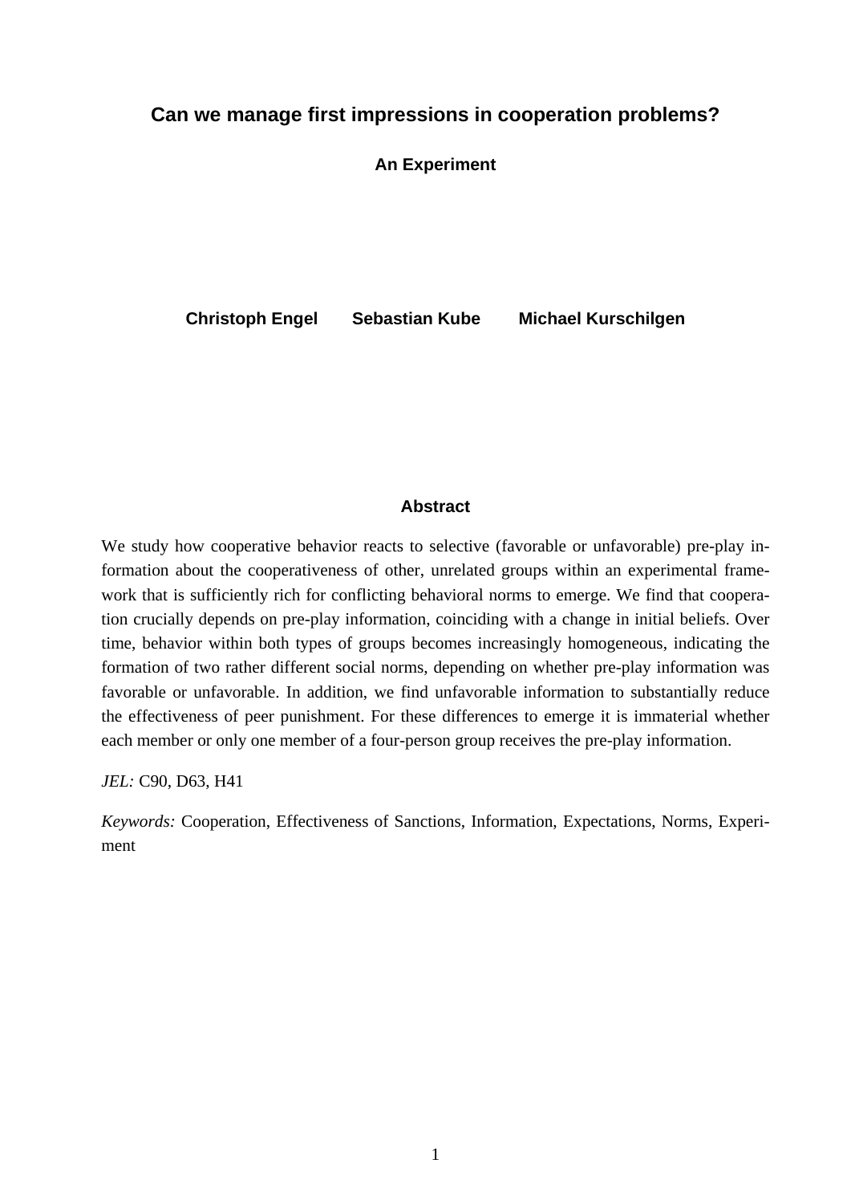# Can we manage first impressions in cooperation problems?

**An Experiment**

**Christoph Engel  Sebastian Kube  Michael Kurschilgen**

## Abstract

We study how cooperative behavior reacts to selective (favorable or unfavorable) pre-play information about the cooperativeness of other, unrelated groups within an experimental framework that is sufficiently rich for conflicting behavioral norms to emerge. We find that cooperation crucially depends on pre-play information, coinciding with a change in initial beliefs. Over time, behavior within both types of groups becomes increasingly homogeneous, indicating the formation of two rather different social norms, depending on whether pre-play information was favorable or unfavorable. In addition, we find unfavorable information to substantially reduce the effectiveness of peer punishment. For these differences to emerge it is immaterial whether each member or only one member of a four-person group receives the pre-play information.

*JEL:* C90, D63, H41

*Keywords:* Cooperation, Effectiveness of Sanctions, Information, Expectations, Norms, Experiment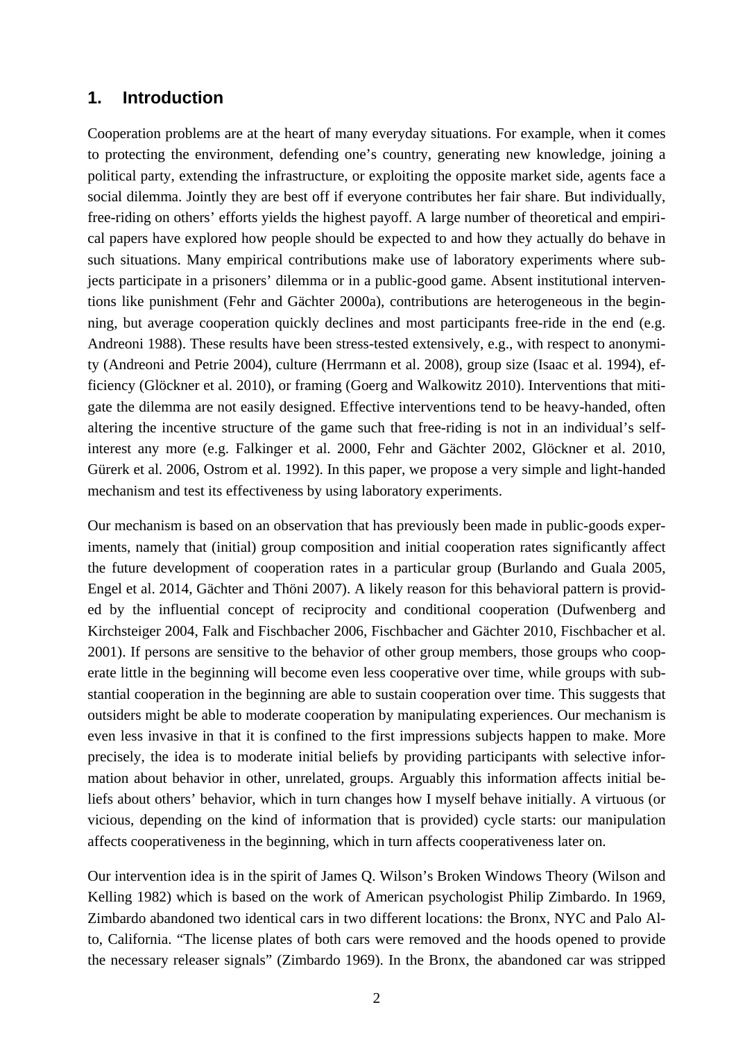## 1. Introduction

Cooperation problems are at the heart of many everyday situations. For example, when it comes to protecting the environment, defending one's country, generating new knowledge, joining a political party, extending the infrastructure, or exploiting the opposite market side, agents face a social dilemma. Jointly they are best off if everyone contributes her fair share. But individually, free-riding on others' efforts yields the highest payoff. A large number of theoretical and empirical papers have explored how people should be expected to and how they actually do behave in such situations. Many empirical contributions make use of laboratory experiments where subjects participate in a prisoners' dilemma or in a public-good game. Absent institutional interventions like punishment (Fehr and Gächter 2000a), contributions are heterogeneous in the beginning, but average cooperation quickly declines and most participants free-ride in the end (e.g. Andreoni 1988). These results have been stress-tested extensively, e.g., with respect to anonymity (Andreoni and Petrie 2004), culture (Herrmann et al. 2008), group size (Isaac et al. 1994), efficiency (Glöckner et al. 2010), or framing (Goerg and Walkowitz 2010). Interventions that mitigate the dilemma are not easily designed. Effective interventions tend to be heavy-handed, often altering the incentive structure of the game such that free-riding is not in an individual's self-interest any more (e.g. Falkinger et al. 2000, Fehr and Gächter 2002, Glöckner et al. 2010, Gürerk et al. 2006, Ostrom et al. 1992). In this paper, we propose a very simple and light-handed mechanism and test its effectiveness by using laboratory experiments.

Our mechanism is based on an observation that has previously been made in public-goods experiments, namely that (initial) group composition and initial cooperation rates significantly affect the future development of cooperation rates in a particular group (Burlando and Guala 2005, Engel et al. 2014, Gächter and Thöni 2007). A likely reason for this behavioral pattern is provided by the influential concept of reciprocity and conditional cooperation (Dufwenberg and Kirchsteiger 2004, Falk and Fischbacher 2006, Fischbacher and Gächter 2010, Fischbacher et al. 2001). If persons are sensitive to the behavior of other group members, those groups who cooperate little in the beginning will become even less cooperative over time, while groups with substantial cooperation in the beginning are able to sustain cooperation over time. This suggests that outsiders might be able to moderate cooperation by manipulating experiences. Our mechanism is even less invasive in that it is confined to the first impressions subjects happen to make. More precisely, the idea is to moderate initial beliefs by providing participants with selective information about behavior in other, unrelated, groups. Arguably this information affects initial beliefs about others' behavior, which in turn changes how I myself behave initially. A virtuous (or vicious, depending on the kind of information that is provided) cycle starts: our manipulation affects cooperativeness in the beginning, which in turn affects cooperativeness later on.

Our intervention idea is in the spirit of James Q. Wilson's Broken Windows Theory (Wilson and Kelling 1982) which is based on the work of American psychologist Philip Zimbardo. In 1969, Zimbardo abandoned two identical cars in two different locations: the Bronx, NYC and Palo Alto, California. "The license plates of both cars were removed and the hoods opened to provide the necessary releaser signals" (Zimbardo 1969). In the Bronx, the abandoned car was stripped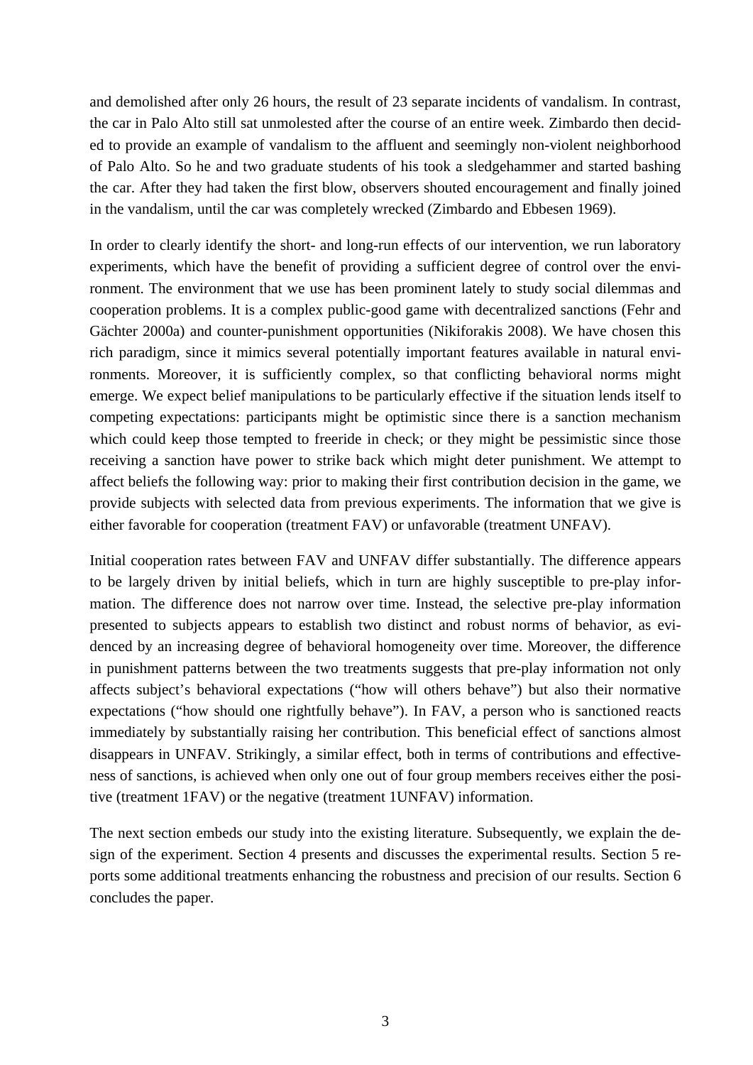and demolished after only 26 hours, the result of 23 separate incidents of vandalism. In contrast, the car in Palo Alto still sat unmolested after the course of an entire week. Zimbardo then decided to provide an example of vandalism to the affluent and seemingly non-violent neighborhood of Palo Alto. So he and two graduate students of his took a sledgehammer and started bashing the car. After they had taken the first blow, observers shouted encouragement and finally joined in the vandalism, until the car was completely wrecked (Zimbardo and Ebbesen 1969).

In order to clearly identify the short- and long-run effects of our intervention, we run laboratory experiments, which have the benefit of providing a sufficient degree of control over the environment. The environment that we use has been prominent lately to study social dilemmas and cooperation problems. It is a complex public-good game with decentralized sanctions (Fehr and Gächter 2000a) and counter-punishment opportunities (Nikiforakis 2008). We have chosen this rich paradigm, since it mimics several potentially important features available in natural environments. Moreover, it is sufficiently complex, so that conflicting behavioral norms might emerge. We expect belief manipulations to be particularly effective if the situation lends itself to competing expectations: participants might be optimistic since there is a sanction mechanism which could keep those tempted to freeride in check; or they might be pessimistic since those receiving a sanction have power to strike back which might deter punishment. We attempt to affect beliefs the following way: prior to making their first contribution decision in the game, we provide subjects with selected data from previous experiments. The information that we give is either favorable for cooperation (treatment FAV) or unfavorable (treatment UNFAV).

Initial cooperation rates between FAV and UNFAV differ substantially. The difference appears to be largely driven by initial beliefs, which in turn are highly susceptible to pre-play information. The difference does not narrow over time. Instead, the selective pre-play information presented to subjects appears to establish two distinct and robust norms of behavior, as evidenced by an increasing degree of behavioral homogeneity over time. Moreover, the difference in punishment patterns between the two treatments suggests that pre-play information not only affects subject's behavioral expectations ("how will others behave") but also their normative expectations ("how should one rightfully behave"). In FAV, a person who is sanctioned reacts immediately by substantially raising her contribution. This beneficial effect of sanctions almost disappears in UNFAV. Strikingly, a similar effect, both in terms of contributions and effectiveness of sanctions, is achieved when only one out of four group members receives either the positive (treatment 1FAV) or the negative (treatment 1UNFAV) information.

The next section embeds our study into the existing literature. Subsequently, we explain the design of the experiment. Section 4 presents and discusses the experimental results. Section 5 reports some additional treatments enhancing the robustness and precision of our results. Section 6 concludes the paper.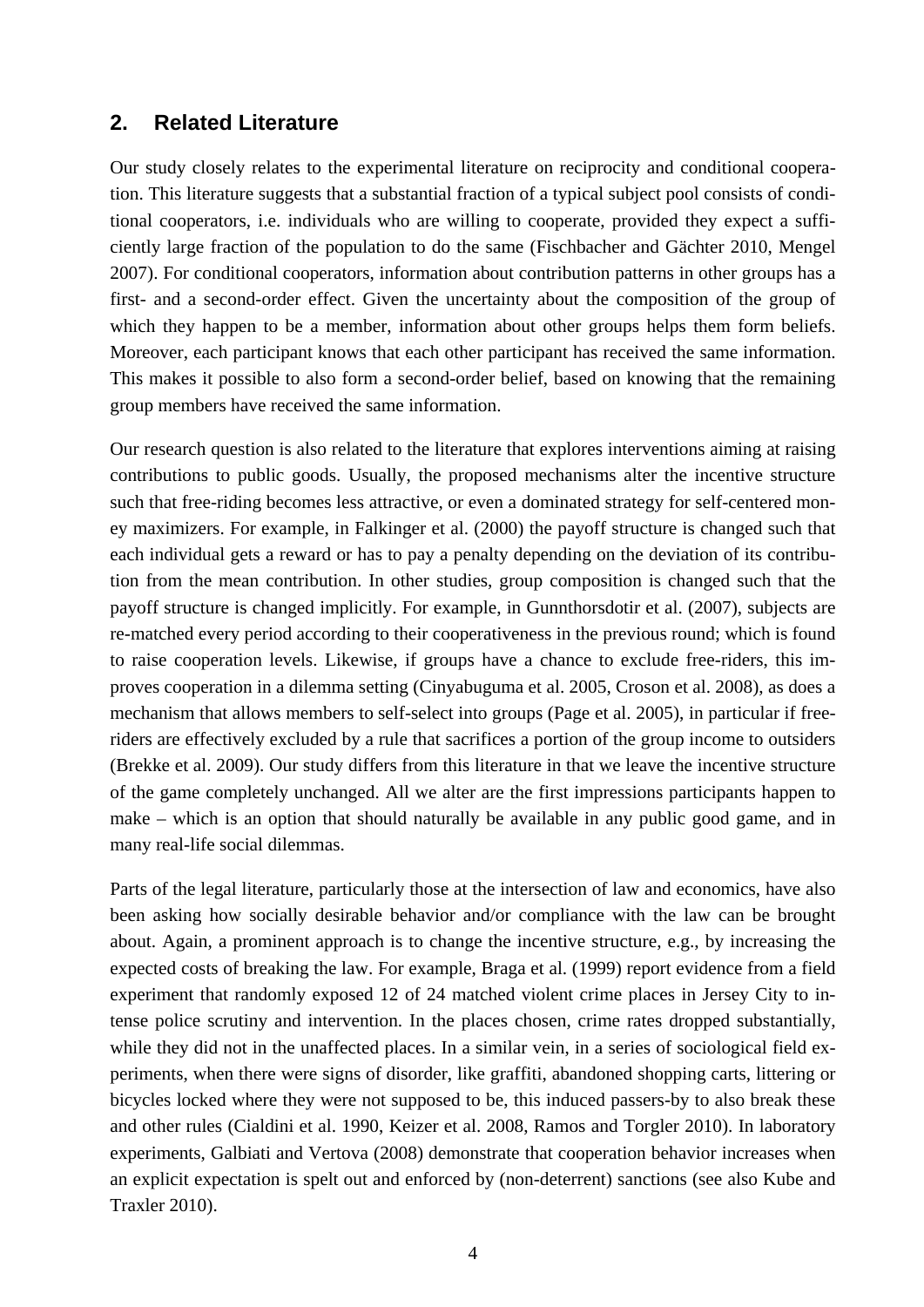## 2. Related Literature

Our study closely relates to the experimental literature on reciprocity and conditional cooperation. This literature suggests that a substantial fraction of a typical subject pool consists of conditional cooperators, i.e. individuals who are willing to cooperate, provided they expect a sufficiently large fraction of the population to do the same (Fischbacher and Gächter 2010, Mengel 2007). For conditional cooperators, information about contribution patterns in other groups has a first- and a second-order effect. Given the uncertainty about the composition of the group of which they happen to be a member, information about other groups helps them form beliefs. Moreover, each participant knows that each other participant has received the same information. This makes it possible to also form a second-order belief, based on knowing that the remaining group members have received the same information.

Our research question is also related to the literature that explores interventions aiming at raising contributions to public goods. Usually, the proposed mechanisms alter the incentive structure such that free-riding becomes less attractive, or even a dominated strategy for self-centered money maximizers. For example, in Falkinger et al. (2000) the payoff structure is changed such that each individual gets a reward or has to pay a penalty depending on the deviation of its contribution from the mean contribution. In other studies, group composition is changed such that the payoff structure is changed implicitly. For example, in Gunnthorsdotir et al. (2007), subjects are re-matched every period according to their cooperativeness in the previous round; which is found to raise cooperation levels. Likewise, if groups have a chance to exclude free-riders, this improves cooperation in a dilemma setting (Cinyabuguma et al. 2005, Croson et al. 2008), as does a mechanism that allows members to self-select into groups (Page et al. 2005), in particular if free-riders are effectively excluded by a rule that sacrifices a portion of the group income to outsiders (Brekke et al. 2009). Our study differs from this literature in that we leave the incentive structure of the game completely unchanged. All we alter are the first impressions participants happen to make – which is an option that should naturally be available in any public good game, and in many real-life social dilemmas.

Parts of the legal literature, particularly those at the intersection of law and economics, have also been asking how socially desirable behavior and/or compliance with the law can be brought about. Again, a prominent approach is to change the incentive structure, e.g., by increasing the expected costs of breaking the law. For example, Braga et al. (1999) report evidence from a field experiment that randomly exposed 12 of 24 matched violent crime places in Jersey City to intense police scrutiny and intervention. In the places chosen, crime rates dropped substantially, while they did not in the unaffected places. In a similar vein, in a series of sociological field experiments, when there were signs of disorder, like graffiti, abandoned shopping carts, littering or bicycles locked where they were not supposed to be, this induced passers-by to also break these and other rules (Cialdini et al. 1990, Keizer et al. 2008, Ramos and Torgler 2010). In laboratory experiments, Galbiati and Vertova (2008) demonstrate that cooperation behavior increases when an explicit expectation is spelt out and enforced by (non-deterrent) sanctions (see also Kube and Traxler 2010).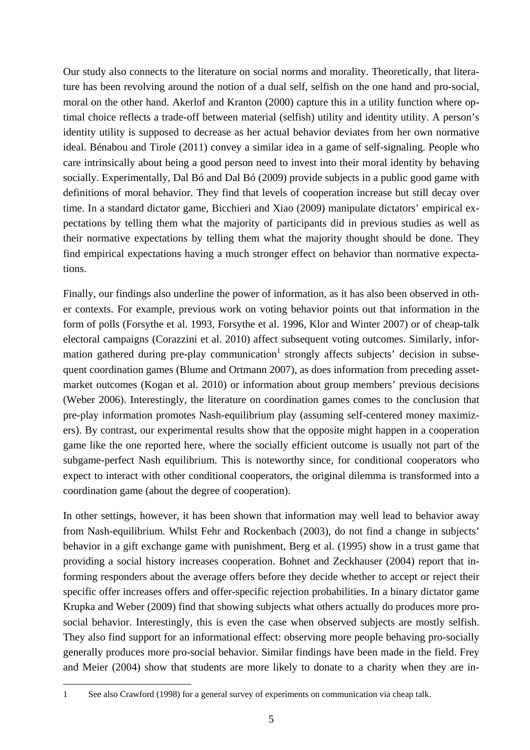Our study also connects to the literature on social norms and morality. Theoretically, that literature has been revolving around the notion of a dual self, selfish on the one hand and pro-social, moral on the other hand. Akerlof and Kranton (2000) capture this in a utility function where optimal choice reflects a trade-off between material (selfish) utility and identity utility. A person's identity utility is supposed to decrease as her actual behavior deviates from her own normative ideal. Bénabou and Tirole (2011) convey a similar idea in a game of self-signaling. People who care intrinsically about being a good person need to invest into their moral identity by behaving socially. Experimentally, Dal Bó and Dal Bó (2009) provide subjects in a public good game with definitions of moral behavior. They find that levels of cooperation increase but still decay over time. In a standard dictator game, Bicchieri and Xiao (2009) manipulate dictators' empirical expectations by telling them what the majority of participants did in previous studies as well as their normative expectations by telling them what the majority thought should be done. They find empirical expectations having a much stronger effect on behavior than normative expectations.

Finally, our findings also underline the power of information, as it has also been observed in other contexts. For example, previous work on voting behavior points out that information in the form of polls (Forsythe et al. 1993, Forsythe et al. 1996, Klor and Winter 2007) or of cheap-talk electoral campaigns (Corazzini et al. 2010) affect subsequent voting outcomes. Similarly, information gathered during pre-play communication[1] strongly affects subjects' decision in subsequent coordination games (Blume and Ortmann 2007), as does information from preceding asset-market outcomes (Kogan et al. 2010) or information about group members' previous decisions (Weber 2006). Interestingly, the literature on coordination games comes to the conclusion that pre-play information promotes Nash-equilibrium play (assuming self-centered money maximizers). By contrast, our experimental results show that the opposite might happen in a cooperation game like the one reported here, where the socially efficient outcome is usually not part of the subgame-perfect Nash equilibrium. This is noteworthy since, for conditional cooperators who expect to interact with other conditional cooperators, the original dilemma is transformed into a coordination game (about the degree of cooperation).

In other settings, however, it has been shown that information may well lead to behavior away from Nash-equilibrium. Whilst Fehr and Rockenbach (2003), do not find a change in subjects' behavior in a gift exchange game with punishment, Berg et al. (1995) show in a trust game that providing a social history increases cooperation. Bohnet and Zeckhauser (2004) report that informing responders about the average offers before they decide whether to accept or reject their specific offer increases offers and offer-specific rejection probabilities. In a binary dictator game Krupka and Weber (2009) find that showing subjects what others actually do produces more pro-social behavior. Interestingly, this is even the case when observed subjects are mostly selfish. They also find support for an informational effect: observing more people behaving pro-socially generally produces more pro-social behavior. Similar findings have been made in the field. Frey and Meier (2004) show that students are more likely to donate to a charity when they are in-

[1] See also Crawford (1998) for a general survey of experiments on communication via cheap talk.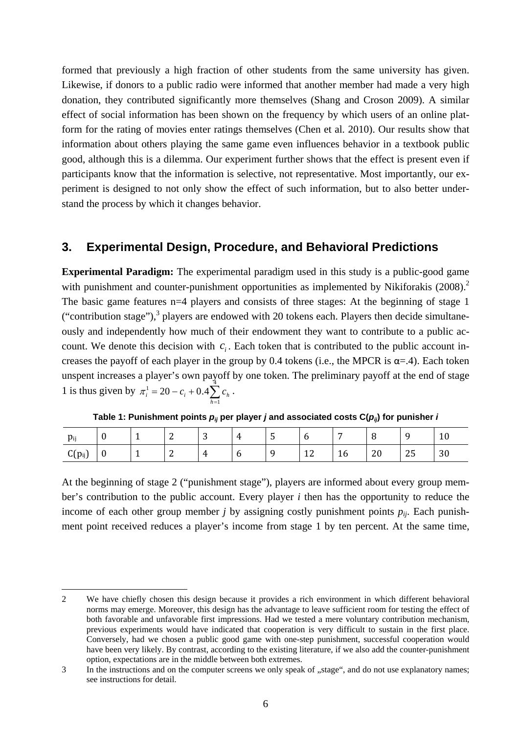formed that previously a high fraction of other students from the same university has given. Likewise, if donors to a public radio were informed that another member had made a very high donation, they contributed significantly more themselves (Shang and Croson 2009). A similar effect of social information has been shown on the frequency by which users of an online platform for the rating of movies enter ratings themselves (Chen et al. 2010). Our results show that information about others playing the same game even influences behavior in a textbook public good, although this is a dilemma. Our experiment further shows that the effect is present even if participants know that the information is selective, not representative. Most importantly, our experiment is designed to not only show the effect of such information, but to also better understand the process by which it changes behavior.

## 3. Experimental Design, Procedure, and Behavioral Predictions

**Experimental Paradigm:** The experimental paradigm used in this study is a public-good game with punishment and counter-punishment opportunities as implemented by Nikiforakis (2008).[2] The basic game features n=4 players and consists of three stages: At the beginning of stage 1 ("contribution stage"),[3] players are endowed with 20 tokens each. Players then decide simultaneously and independently how much of their endowment they want to contribute to a public account. We denote this decision with $c_i$. Each token that is contributed to the public account increases the payoff of each player in the group by 0.4 tokens (i.e., the MPCR is α=.4). Each token unspent increases a player's own payoff by one token. The preliminary payoff at the end of stage 1 is thus given by $\pi_i^1 = 20 - c_i + 0.4\sum_{h=1}^{4} c_h$.

**Table 1: Punishment points $p_{ij}$ per player *j* and associated costs $C(p_{ij})$ for punisher *i***

| $p_{ij}$ | 0 | 1 | 2 | 3 | 4 | 5 | 6 | 7 | 8 | 9 | 10 |
|---|---|---|---|---|---|---|---|---|---|---|---|
| $C(p_{ij})$ | 0 | 1 | 2 | 4 | 6 | 9 | 12 | 16 | 20 | 25 | 30 |

At the beginning of stage 2 ("punishment stage"), players are informed about every group member's contribution to the public account. Every player *i* then has the opportunity to reduce the income of each other group member *j* by assigning costly punishment points $p_{ij}$. Each punishment point received reduces a player's income from stage 1 by ten percent. At the same time,

---

2 We have chiefly chosen this design because it provides a rich environment in which different behavioral norms may emerge. Moreover, this design has the advantage to leave sufficient room for testing the effect of both favorable and unfavorable first impressions. Had we tested a mere voluntary contribution mechanism, previous experiments would have indicated that cooperation is very difficult to sustain in the first place. Conversely, had we chosen a public good game with one-step punishment, successful cooperation would have been very likely. By contrast, according to the existing literature, if we also add the counter-punishment option, expectations are in the middle between both extremes.

3 In the instructions and on the computer screens we only speak of „stage", and do not use explanatory names; see instructions for detail.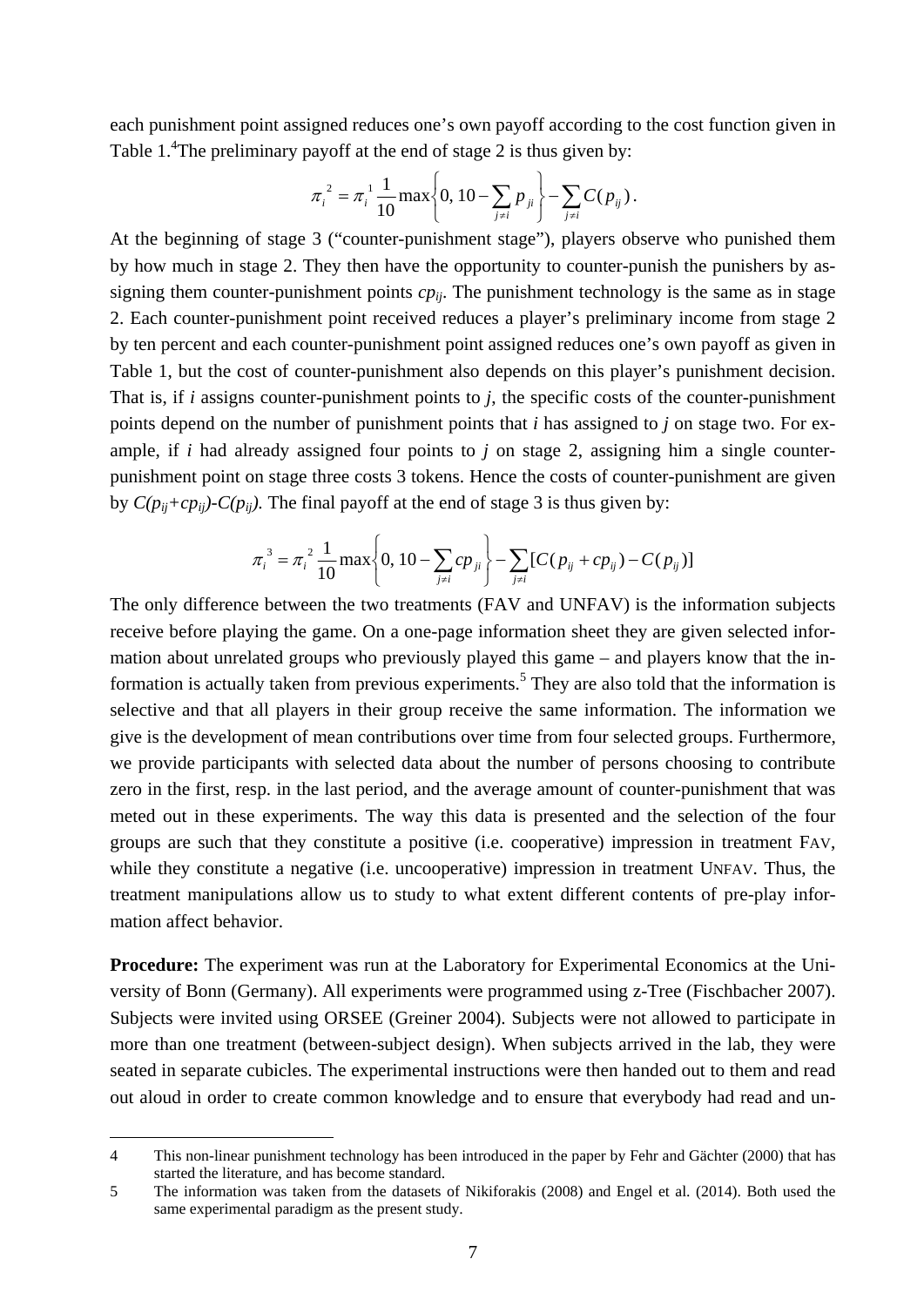each punishment point assigned reduces one's own payoff according to the cost function given in Table 1.[4] The preliminary payoff at the end of stage 2 is thus given by:

$$\pi_i^{\,2} = \pi_i^{\,1} \frac{1}{10} \max\left\{0,\, 10 - \sum_{j \neq i} p_{ji}\right\} - \sum_{j \neq i} C(p_{ij})\,.$$

At the beginning of stage 3 ("counter-punishment stage"), players observe who punished them by how much in stage 2. They then have the opportunity to counter-punish the punishers by assigning them counter-punishment points $cp_{ij}$. The punishment technology is the same as in stage 2. Each counter-punishment point received reduces a player's preliminary income from stage 2 by ten percent and each counter-punishment point assigned reduces one's own payoff as given in Table 1, but the cost of counter-punishment also depends on this player's punishment decision. That is, if *i* assigns counter-punishment points to *j*, the specific costs of the counter-punishment points depend on the number of punishment points that *i* has assigned to *j* on stage two. For example, if *i* had already assigned four points to *j* on stage 2, assigning him a single counter-punishment point on stage three costs 3 tokens. Hence the costs of counter-punishment are given by $C(p_{ij}+cp_{ij})-C(p_{ij})$. The final payoff at the end of stage 3 is thus given by:

$$\pi_i^{\,3} = \pi_i^{\,2} \frac{1}{10} \max\left\{0,\, 10 - \sum_{j \neq i} cp_{ji}\right\} - \sum_{j \neq i} [C(p_{ij} + cp_{ij}) - C(p_{ij})]$$

The only difference between the two treatments (FAV and UNFAV) is the information subjects receive before playing the game. On a one-page information sheet they are given selected information about unrelated groups who previously played this game – and players know that the information is actually taken from previous experiments.[5] They are also told that the information is selective and that all players in their group receive the same information. The information we give is the development of mean contributions over time from four selected groups. Furthermore, we provide participants with selected data about the number of persons choosing to contribute zero in the first, resp. in the last period, and the average amount of counter-punishment that was meted out in these experiments. The way this data is presented and the selection of the four groups are such that they constitute a positive (i.e. cooperative) impression in treatment FAV, while they constitute a negative (i.e. uncooperative) impression in treatment UNFAV. Thus, the treatment manipulations allow us to study to what extent different contents of pre-play information affect behavior.

**Procedure:** The experiment was run at the Laboratory for Experimental Economics at the University of Bonn (Germany). All experiments were programmed using z-Tree (Fischbacher 2007). Subjects were invited using ORSEE (Greiner 2004). Subjects were not allowed to participate in more than one treatment (between-subject design). When subjects arrived in the lab, they were seated in separate cubicles. The experimental instructions were then handed out to them and read out aloud in order to create common knowledge and to ensure that everybody had read and un-

---

4 This non-linear punishment technology has been introduced in the paper by Fehr and Gächter (2000) that has started the literature, and has become standard.

5 The information was taken from the datasets of Nikiforakis (2008) and Engel et al. (2014). Both used the same experimental paradigm as the present study.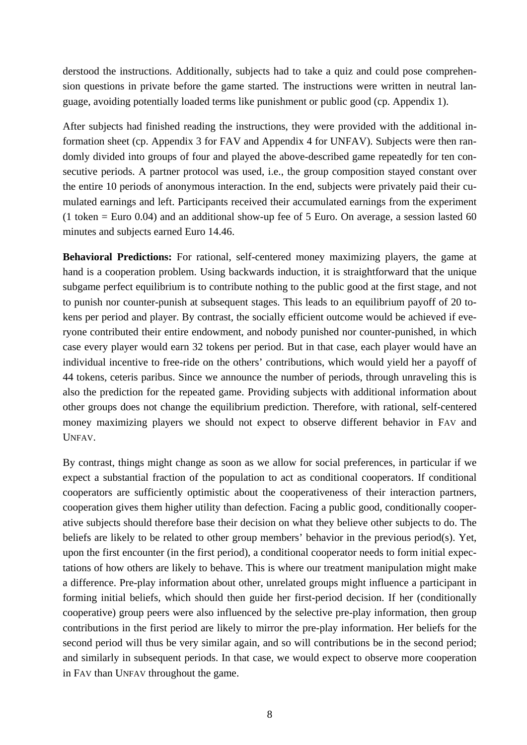derstood the instructions. Additionally, subjects had to take a quiz and could pose comprehension questions in private before the game started. The instructions were written in neutral language, avoiding potentially loaded terms like punishment or public good (cp. Appendix 1).

After subjects had finished reading the instructions, they were provided with the additional information sheet (cp. Appendix 3 for FAV and Appendix 4 for UNFAV). Subjects were then randomly divided into groups of four and played the above-described game repeatedly for ten consecutive periods. A partner protocol was used, i.e., the group composition stayed constant over the entire 10 periods of anonymous interaction. In the end, subjects were privately paid their cumulated earnings and left. Participants received their accumulated earnings from the experiment (1 token = Euro 0.04) and an additional show-up fee of 5 Euro. On average, a session lasted 60 minutes and subjects earned Euro 14.46.

**Behavioral Predictions:** For rational, self-centered money maximizing players, the game at hand is a cooperation problem. Using backwards induction, it is straightforward that the unique subgame perfect equilibrium is to contribute nothing to the public good at the first stage, and not to punish nor counter-punish at subsequent stages. This leads to an equilibrium payoff of 20 tokens per period and player. By contrast, the socially efficient outcome would be achieved if everyone contributed their entire endowment, and nobody punished nor counter-punished, in which case every player would earn 32 tokens per period. But in that case, each player would have an individual incentive to free-ride on the others' contributions, which would yield her a payoff of 44 tokens, ceteris paribus. Since we announce the number of periods, through unraveling this is also the prediction for the repeated game. Providing subjects with additional information about other groups does not change the equilibrium prediction. Therefore, with rational, self-centered money maximizing players we should not expect to observe different behavior in FAV and UNFAV.

By contrast, things might change as soon as we allow for social preferences, in particular if we expect a substantial fraction of the population to act as conditional cooperators. If conditional cooperators are sufficiently optimistic about the cooperativeness of their interaction partners, cooperation gives them higher utility than defection. Facing a public good, conditionally cooperative subjects should therefore base their decision on what they believe other subjects to do. The beliefs are likely to be related to other group members' behavior in the previous period(s). Yet, upon the first encounter (in the first period), a conditional cooperator needs to form initial expectations of how others are likely to behave. This is where our treatment manipulation might make a difference. Pre-play information about other, unrelated groups might influence a participant in forming initial beliefs, which should then guide her first-period decision. If her (conditionally cooperative) group peers were also influenced by the selective pre-play information, then group contributions in the first period are likely to mirror the pre-play information. Her beliefs for the second period will thus be very similar again, and so will contributions be in the second period; and similarly in subsequent periods. In that case, we would expect to observe more cooperation in FAV than UNFAV throughout the game.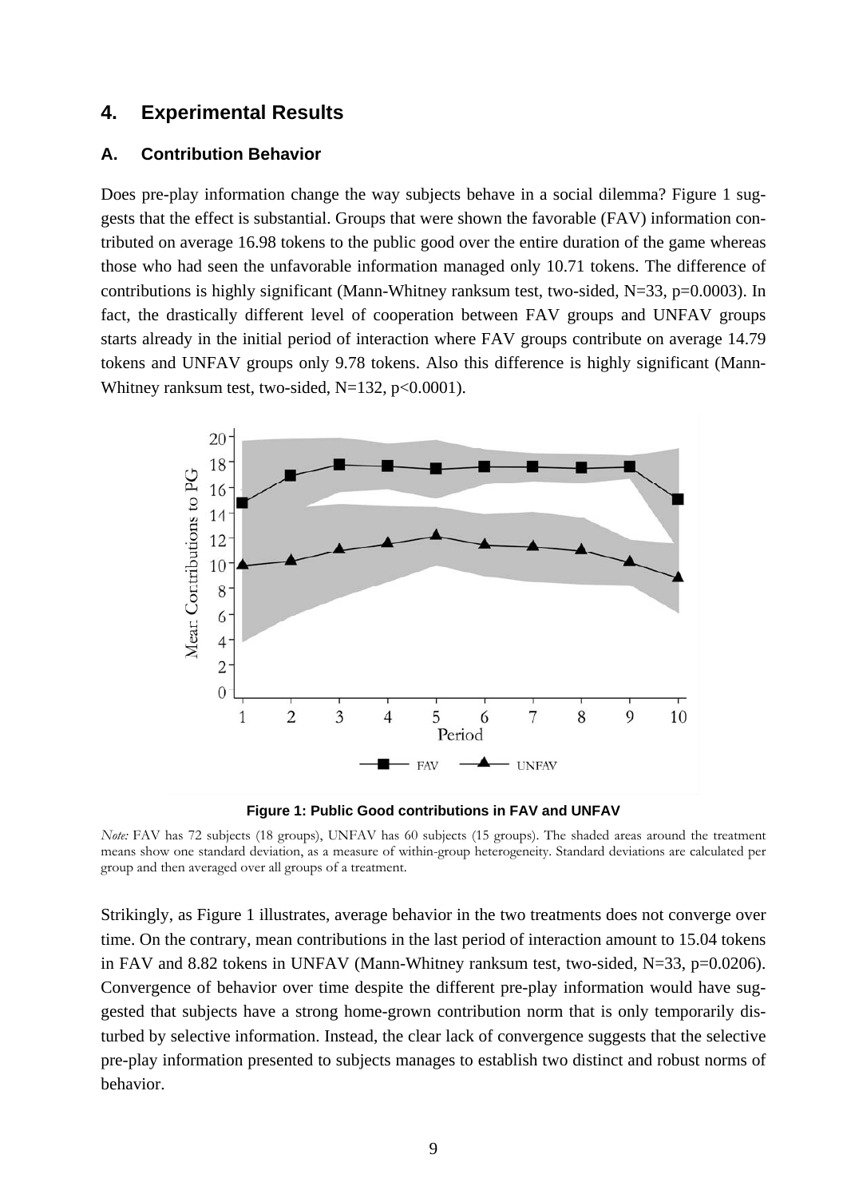## 4. Experimental Results

### A. Contribution Behavior

Does pre-play information change the way subjects behave in a social dilemma? Figure 1 suggests that the effect is substantial. Groups that were shown the favorable (FAV) information contributed on average 16.98 tokens to the public good over the entire duration of the game whereas those who had seen the unfavorable information managed only 10.71 tokens. The difference of contributions is highly significant (Mann-Whitney ranksum test, two-sided, N=33, p=0.0003). In fact, the drastically different level of cooperation between FAV groups and UNFAV groups starts already in the initial period of interaction where FAV groups contribute on average 14.79 tokens and UNFAV groups only 9.78 tokens. Also this difference is highly significant (Mann-Whitney ranksum test, two-sided, N=132, p<0.0001).

**Figure 1: Public Good contributions in FAV and UNFAV**

*Note:* FAV has 72 subjects (18 groups), UNFAV has 60 subjects (15 groups). The shaded areas around the treatment means show one standard deviation, as a measure of within-group heterogeneity. Standard deviations are calculated per group and then averaged over all groups of a treatment.

Strikingly, as Figure 1 illustrates, average behavior in the two treatments does not converge over time. On the contrary, mean contributions in the last period of interaction amount to 15.04 tokens in FAV and 8.82 tokens in UNFAV (Mann-Whitney ranksum test, two-sided, N=33, p=0.0206). Convergence of behavior over time despite the different pre-play information would have suggested that subjects have a strong home-grown contribution norm that is only temporarily disturbed by selective information. Instead, the clear lack of convergence suggests that the selective pre-play information presented to subjects manages to establish two distinct and robust norms of behavior.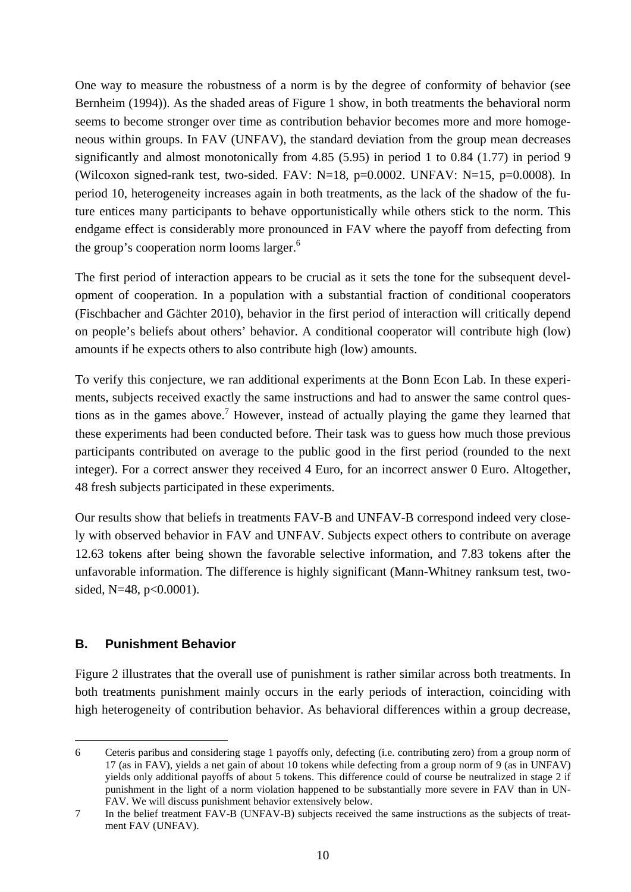One way to measure the robustness of a norm is by the degree of conformity of behavior (see Bernheim (1994)). As the shaded areas of Figure 1 show, in both treatments the behavioral norm seems to become stronger over time as contribution behavior becomes more and more homogeneous within groups. In FAV (UNFAV), the standard deviation from the group mean decreases significantly and almost monotonically from 4.85 (5.95) in period 1 to 0.84 (1.77) in period 9 (Wilcoxon signed-rank test, two-sided. FAV: N=18, p=0.0002. UNFAV: N=15, p=0.0008). In period 10, heterogeneity increases again in both treatments, as the lack of the shadow of the future entices many participants to behave opportunistically while others stick to the norm. This endgame effect is considerably more pronounced in FAV where the payoff from defecting from the group's cooperation norm looms larger.[6]

The first period of interaction appears to be crucial as it sets the tone for the subsequent development of cooperation. In a population with a substantial fraction of conditional cooperators (Fischbacher and Gächter 2010), behavior in the first period of interaction will critically depend on people's beliefs about others' behavior. A conditional cooperator will contribute high (low) amounts if he expects others to also contribute high (low) amounts.

To verify this conjecture, we ran additional experiments at the Bonn Econ Lab. In these experiments, subjects received exactly the same instructions and had to answer the same control questions as in the games above.[7] However, instead of actually playing the game they learned that these experiments had been conducted before. Their task was to guess how much those previous participants contributed on average to the public good in the first period (rounded to the next integer). For a correct answer they received 4 Euro, for an incorrect answer 0 Euro. Altogether, 48 fresh subjects participated in these experiments.

Our results show that beliefs in treatments FAV-B and UNFAV-B correspond indeed very closely with observed behavior in FAV and UNFAV. Subjects expect others to contribute on average 12.63 tokens after being shown the favorable selective information, and 7.83 tokens after the unfavorable information. The difference is highly significant (Mann-Whitney ranksum test, two-sided, N=48, p<0.0001).

### B. Punishment Behavior

Figure 2 illustrates that the overall use of punishment is rather similar across both treatments. In both treatments punishment mainly occurs in the early periods of interaction, coinciding with high heterogeneity of contribution behavior. As behavioral differences within a group decrease,

---

6 Ceteris paribus and considering stage 1 payoffs only, defecting (i.e. contributing zero) from a group norm of 17 (as in FAV), yields a net gain of about 10 tokens while defecting from a group norm of 9 (as in UNFAV) yields only additional payoffs of about 5 tokens. This difference could of course be neutralized in stage 2 if punishment in the light of a norm violation happened to be substantially more severe in FAV than in UNFAV. We will discuss punishment behavior extensively below.

7 In the belief treatment FAV-B (UNFAV-B) subjects received the same instructions as the subjects of treatment FAV (UNFAV).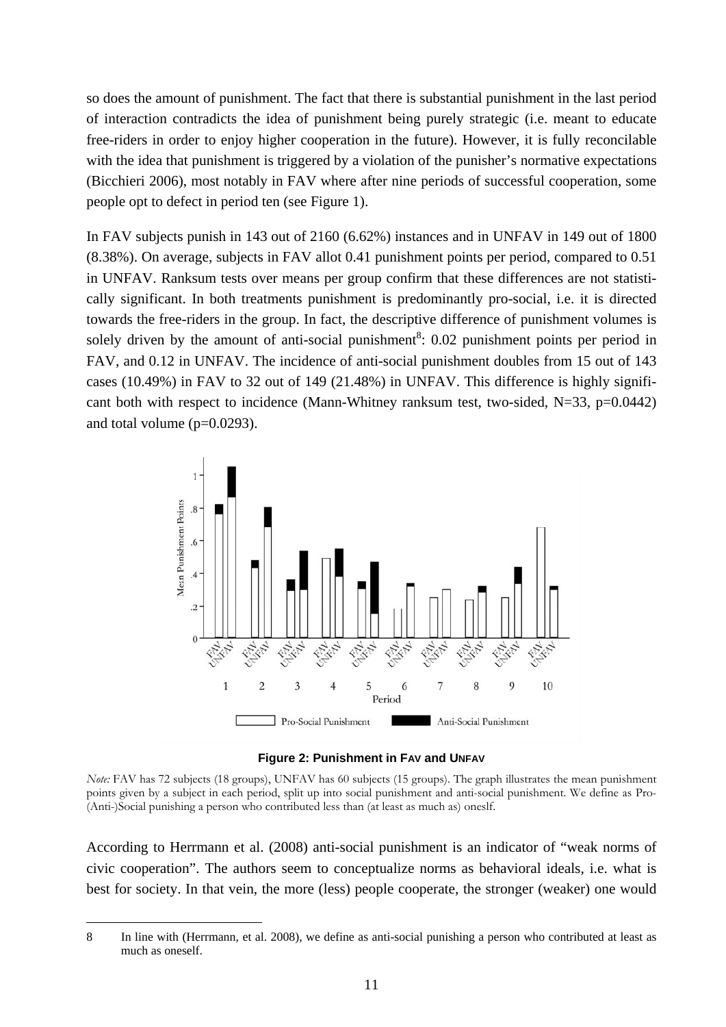so does the amount of punishment. The fact that there is substantial punishment in the last period of interaction contradicts the idea of punishment being purely strategic (i.e. meant to educate free-riders in order to enjoy higher cooperation in the future). However, it is fully reconcilable with the idea that punishment is triggered by a violation of the punisher's normative expectations (Bicchieri 2006), most notably in FAV where after nine periods of successful cooperation, some people opt to defect in period ten (see Figure 1).

In FAV subjects punish in 143 out of 2160 (6.62%) instances and in UNFAV in 149 out of 1800 (8.38%). On average, subjects in FAV allot 0.41 punishment points per period, compared to 0.51 in UNFAV. Ranksum tests over means per group confirm that these differences are not statistically significant. In both treatments punishment is predominantly pro-social, i.e. it is directed towards the free-riders in the group. In fact, the descriptive difference of punishment volumes is solely driven by the amount of anti-social punishment[8]: 0.02 punishment points per period in FAV, and 0.12 in UNFAV. The incidence of anti-social punishment doubles from 15 out of 143 cases (10.49%) in FAV to 32 out of 149 (21.48%) in UNFAV. This difference is highly significant both with respect to incidence (Mann-Whitney ranksum test, two-sided, N=33, p=0.0442) and total volume (p=0.0293).

**Figure 2: Punishment in FAV and UNFAV**

*Note:* FAV has 72 subjects (18 groups), UNFAV has 60 subjects (15 groups). The graph illustrates the mean punishment points given by a subject in each period, split up into social punishment and anti-social punishment. We define as Pro-(Anti-)Social punishing a person who contributed less than (at least as much as) oneslf.

According to Herrmann et al. (2008) anti-social punishment is an indicator of "weak norms of civic cooperation". The authors seem to conceptualize norms as behavioral ideals, i.e. what is best for society. In that vein, the more (less) people cooperate, the stronger (weaker) one would

8 In line with (Herrmann, et al. 2008), we define as anti-social punishing a person who contributed at least as much as oneself.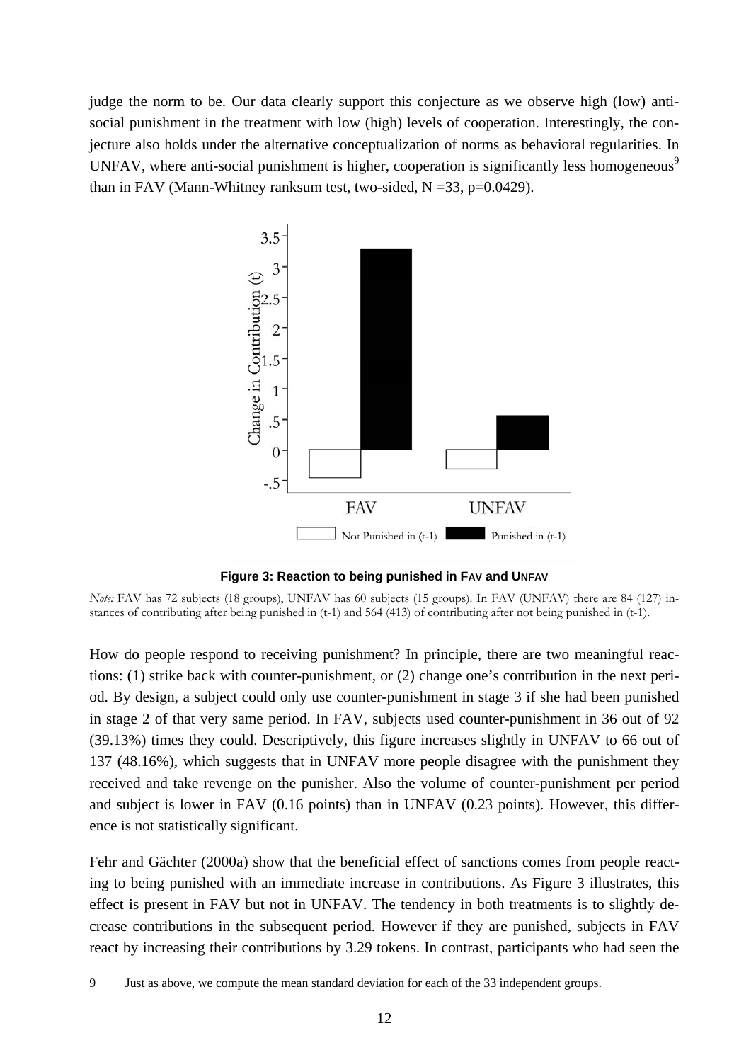judge the norm to be. Our data clearly support this conjecture as we observe high (low) anti-social punishment in the treatment with low (high) levels of cooperation. Interestingly, the conjecture also holds under the alternative conceptualization of norms as behavioral regularities. In UNFAV, where anti-social punishment is higher, cooperation is significantly less homogeneous[9] than in FAV (Mann-Whitney ranksum test, two-sided, N =33, p=0.0429).

**Figure 3: Reaction to being punished in FAV and UNFAV**

*Note:* FAV has 72 subjects (18 groups), UNFAV has 60 subjects (15 groups). In FAV (UNFAV) there are 84 (127) instances of contributing after being punished in (t-1) and 564 (413) of contributing after not being punished in (t-1).

How do people respond to receiving punishment? In principle, there are two meaningful reactions: (1) strike back with counter-punishment, or (2) change one's contribution in the next period. By design, a subject could only use counter-punishment in stage 3 if she had been punished in stage 2 of that very same period. In FAV, subjects used counter-punishment in 36 out of 92 (39.13%) times they could. Descriptively, this figure increases slightly in UNFAV to 66 out of 137 (48.16%), which suggests that in UNFAV more people disagree with the punishment they received and take revenge on the punisher. Also the volume of counter-punishment per period and subject is lower in FAV (0.16 points) than in UNFAV (0.23 points). However, this difference is not statistically significant.

Fehr and Gächter (2000a) show that the beneficial effect of sanctions comes from people reacting to being punished with an immediate increase in contributions. As Figure 3 illustrates, this effect is present in FAV but not in UNFAV. The tendency in both treatments is to slightly decrease contributions in the subsequent period. However if they are punished, subjects in FAV react by increasing their contributions by 3.29 tokens. In contrast, participants who had seen the

9 Just as above, we compute the mean standard deviation for each of the 33 independent groups.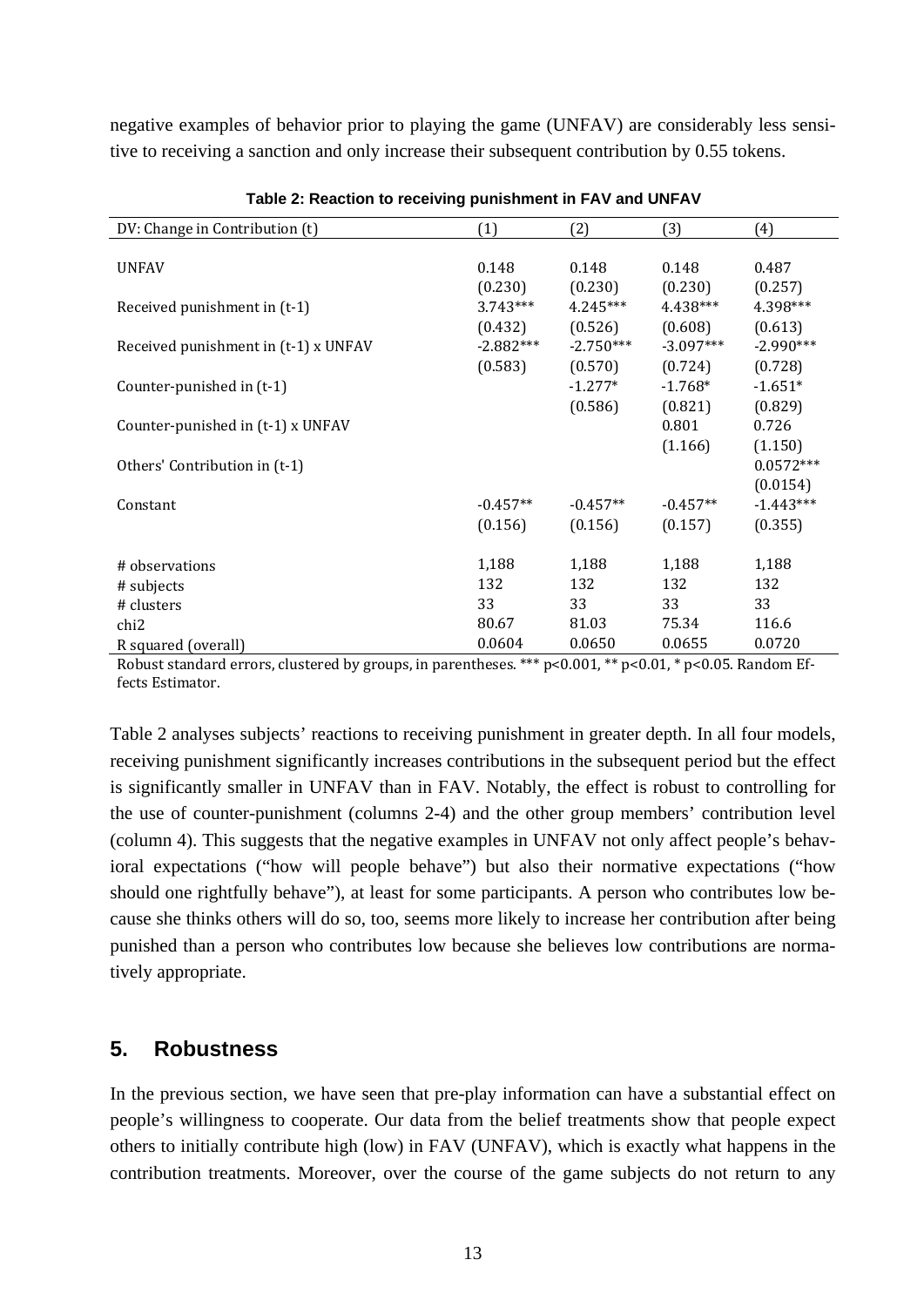negative examples of behavior prior to playing the game (UNFAV) are considerably less sensitive to receiving a sanction and only increase their subsequent contribution by 0.55 tokens.

**Table 2: Reaction to receiving punishment in FAV and UNFAV**

| DV: Change in Contribution (t) | (1) | (2) | (3) | (4) |
|---|---|---|---|---|
| UNFAV | 0.148 | 0.148 | 0.148 | 0.487 |
| | (0.230) | (0.230) | (0.230) | (0.257) |
| Received punishment in (t-1) | 3.743*** | 4.245*** | 4.438*** | 4.398*** |
| | (0.432) | (0.526) | (0.608) | (0.613) |
| Received punishment in (t-1) x UNFAV | -2.882*** | -2.750*** | -3.097*** | -2.990*** |
| | (0.583) | (0.570) | (0.724) | (0.728) |
| Counter-punished in (t-1) | | -1.277* | -1.768* | -1.651* |
| | | (0.586) | (0.821) | (0.829) |
| Counter-punished in (t-1) x UNFAV | | | 0.801 | 0.726 |
| | | | (1.166) | (1.150) |
| Others' Contribution in (t-1) | | | | 0.0572*** |
| | | | | (0.0154) |
| Constant | -0.457** | -0.457** | -0.457** | -1.443*** |
| | (0.156) | (0.156) | (0.157) | (0.355) |
| # observations | 1,188 | 1,188 | 1,188 | 1,188 |
| # subjects | 132 | 132 | 132 | 132 |
| # clusters | 33 | 33 | 33 | 33 |
| chi2 | 80.67 | 81.03 | 75.34 | 116.6 |
| R squared (overall) | 0.0604 | 0.0650 | 0.0655 | 0.0720 |

Robust standard errors, clustered by groups, in parentheses. *** p<0.001, ** p<0.01, * p<0.05. Random Effects Estimator.

Table 2 analyses subjects' reactions to receiving punishment in greater depth. In all four models, receiving punishment significantly increases contributions in the subsequent period but the effect is significantly smaller in UNFAV than in FAV. Notably, the effect is robust to controlling for the use of counter-punishment (columns 2-4) and the other group members' contribution level (column 4). This suggests that the negative examples in UNFAV not only affect people's behavioral expectations ("how will people behave") but also their normative expectations ("how should one rightfully behave"), at least for some participants. A person who contributes low because she thinks others will do so, too, seems more likely to increase her contribution after being punished than a person who contributes low because she believes low contributions are normatively appropriate.

## 5. Robustness

In the previous section, we have seen that pre-play information can have a substantial effect on people's willingness to cooperate. Our data from the belief treatments show that people expect others to initially contribute high (low) in FAV (UNFAV), which is exactly what happens in the contribution treatments. Moreover, over the course of the game subjects do not return to any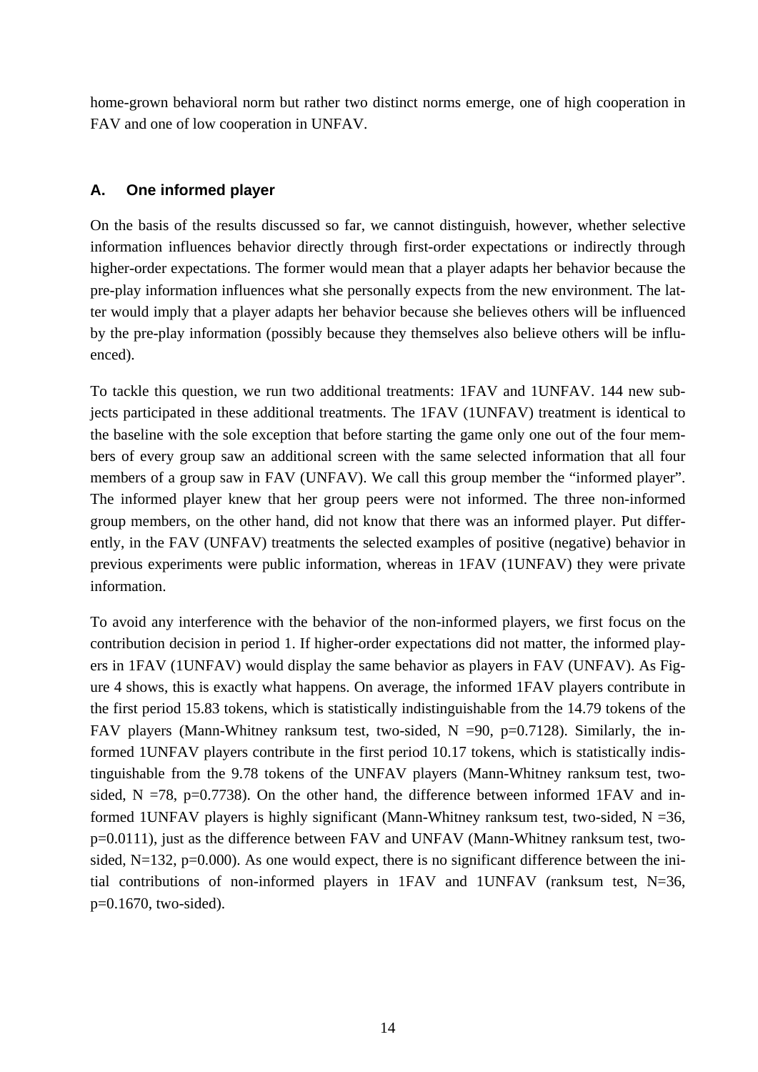home-grown behavioral norm but rather two distinct norms emerge, one of high cooperation in FAV and one of low cooperation in UNFAV.

### A. One informed player

On the basis of the results discussed so far, we cannot distinguish, however, whether selective information influences behavior directly through first-order expectations or indirectly through higher-order expectations. The former would mean that a player adapts her behavior because the pre-play information influences what she personally expects from the new environment. The latter would imply that a player adapts her behavior because she believes others will be influenced by the pre-play information (possibly because they themselves also believe others will be influenced).

To tackle this question, we run two additional treatments: 1FAV and 1UNFAV. 144 new subjects participated in these additional treatments. The 1FAV (1UNFAV) treatment is identical to the baseline with the sole exception that before starting the game only one out of the four members of every group saw an additional screen with the same selected information that all four members of a group saw in FAV (UNFAV). We call this group member the "informed player". The informed player knew that her group peers were not informed. The three non-informed group members, on the other hand, did not know that there was an informed player. Put differently, in the FAV (UNFAV) treatments the selected examples of positive (negative) behavior in previous experiments were public information, whereas in 1FAV (1UNFAV) they were private information.

To avoid any interference with the behavior of the non-informed players, we first focus on the contribution decision in period 1. If higher-order expectations did not matter, the informed players in 1FAV (1UNFAV) would display the same behavior as players in FAV (UNFAV). As Figure 4 shows, this is exactly what happens. On average, the informed 1FAV players contribute in the first period 15.83 tokens, which is statistically indistinguishable from the 14.79 tokens of the FAV players (Mann-Whitney ranksum test, two-sided, N =90, p=0.7128). Similarly, the informed 1UNFAV players contribute in the first period 10.17 tokens, which is statistically indistinguishable from the 9.78 tokens of the UNFAV players (Mann-Whitney ranksum test, two-sided, N =78, p=0.7738). On the other hand, the difference between informed 1FAV and informed 1UNFAV players is highly significant (Mann-Whitney ranksum test, two-sided, N =36, p=0.0111), just as the difference between FAV and UNFAV (Mann-Whitney ranksum test, two-sided, N=132, p=0.000). As one would expect, there is no significant difference between the initial contributions of non-informed players in 1FAV and 1UNFAV (ranksum test, N=36, p=0.1670, two-sided).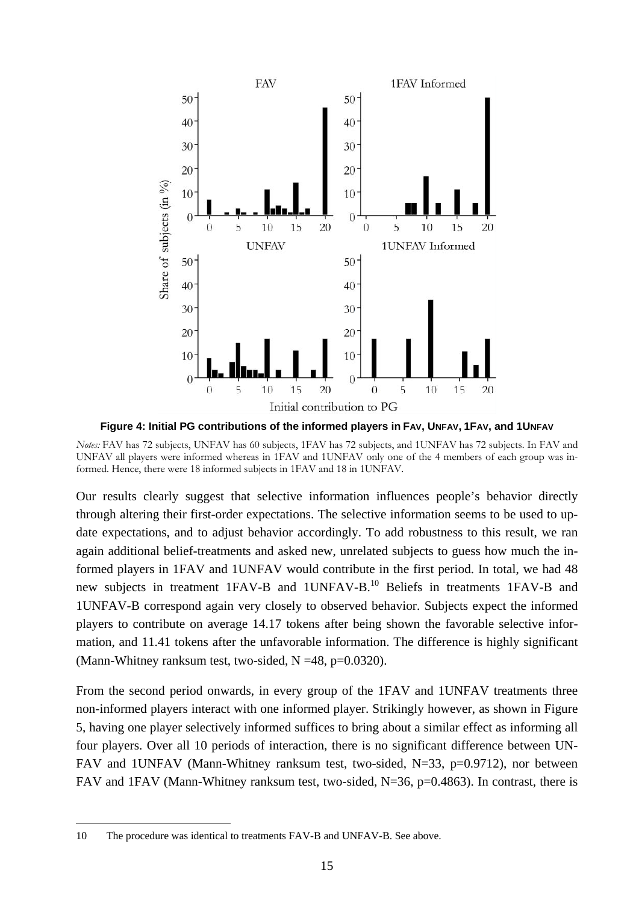**Figure 4: Initial PG contributions of the informed players in FAV, UNFAV, 1FAV, and 1UNFAV**

*Notes:* FAV has 72 subjects, UNFAV has 60 subjects, 1FAV has 72 subjects, and 1UNFAV has 72 subjects. In FAV and UNFAV all players were informed whereas in 1FAV and 1UNFAV only one of the 4 members of each group was informed. Hence, there were 18 informed subjects in 1FAV and 18 in 1UNFAV.

Our results clearly suggest that selective information influences people's behavior directly through altering their first-order expectations. The selective information seems to be used to update expectations, and to adjust behavior accordingly. To add robustness to this result, we ran again additional belief-treatments and asked new, unrelated subjects to guess how much the informed players in 1FAV and 1UNFAV would contribute in the first period. In total, we had 48 new subjects in treatment 1FAV-B and 1UNFAV-B.[10] Beliefs in treatments 1FAV-B and 1UNFAV-B correspond again very closely to observed behavior. Subjects expect the informed players to contribute on average 14.17 tokens after being shown the favorable selective information, and 11.41 tokens after the unfavorable information. The difference is highly significant (Mann-Whitney ranksum test, two-sided, N =48, p=0.0320).

From the second period onwards, in every group of the 1FAV and 1UNFAV treatments three non-informed players interact with one informed player. Strikingly however, as shown in Figure 5, having one player selectively informed suffices to bring about a similar effect as informing all four players. Over all 10 periods of interaction, there is no significant difference between UNFAV and 1UNFAV (Mann-Whitney ranksum test, two-sided, N=33, p=0.9712), nor between FAV and 1FAV (Mann-Whitney ranksum test, two-sided, N=36, p=0.4863). In contrast, there is

---

10 The procedure was identical to treatments FAV-B and UNFAV-B. See above.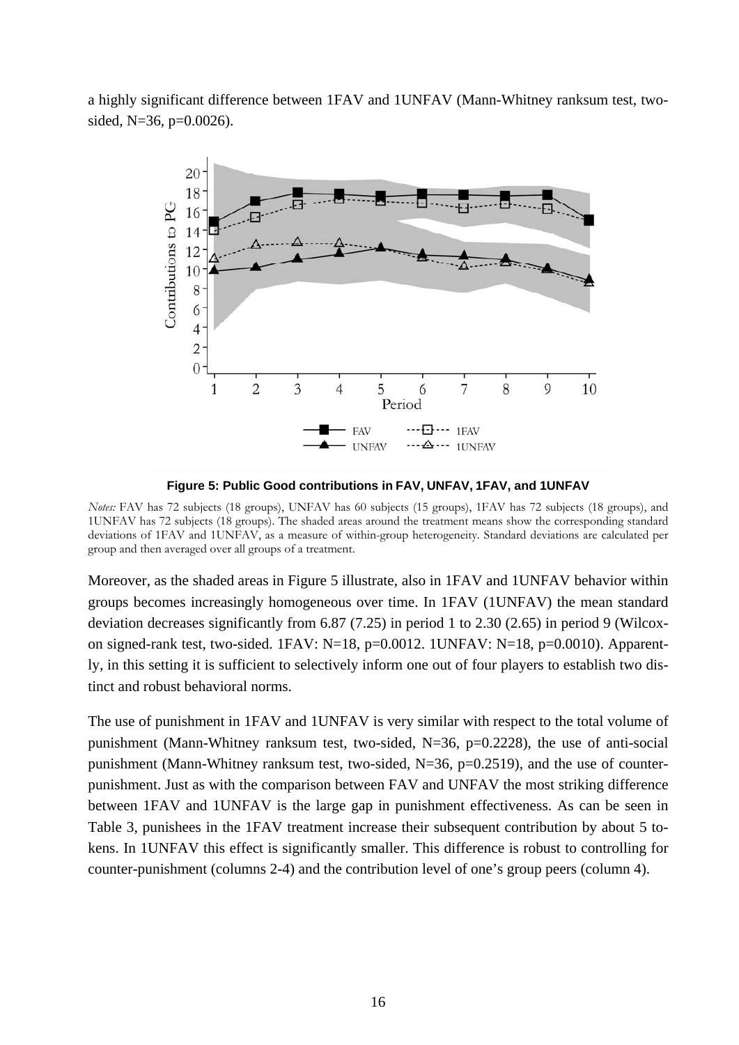a highly significant difference between 1FAV and 1UNFAV (Mann-Whitney ranksum test, two-sided, N=36, p=0.0026).

**Figure 5: Public Good contributions in FAV, UNFAV, 1FAV, and 1UNFAV**

*Notes:* FAV has 72 subjects (18 groups), UNFAV has 60 subjects (15 groups), 1FAV has 72 subjects (18 groups), and 1UNFAV has 72 subjects (18 groups). The shaded areas around the treatment means show the corresponding standard deviations of 1FAV and 1UNFAV, as a measure of within-group heterogeneity. Standard deviations are calculated per group and then averaged over all groups of a treatment.

Moreover, as the shaded areas in Figure 5 illustrate, also in 1FAV and 1UNFAV behavior within groups becomes increasingly homogeneous over time. In 1FAV (1UNFAV) the mean standard deviation decreases significantly from 6.87 (7.25) in period 1 to 2.30 (2.65) in period 9 (Wilcoxon signed-rank test, two-sided. 1FAV: N=18, p=0.0012. 1UNFAV: N=18, p=0.0010). Apparently, in this setting it is sufficient to selectively inform one out of four players to establish two distinct and robust behavioral norms.

The use of punishment in 1FAV and 1UNFAV is very similar with respect to the total volume of punishment (Mann-Whitney ranksum test, two-sided, N=36, p=0.2228), the use of anti-social punishment (Mann-Whitney ranksum test, two-sided, N=36, p=0.2519), and the use of counter-punishment. Just as with the comparison between FAV and UNFAV the most striking difference between 1FAV and 1UNFAV is the large gap in punishment effectiveness. As can be seen in Table 3, punishees in the 1FAV treatment increase their subsequent contribution by about 5 tokens. In 1UNFAV this effect is significantly smaller. This difference is robust to controlling for counter-punishment (columns 2-4) and the contribution level of one's group peers (column 4).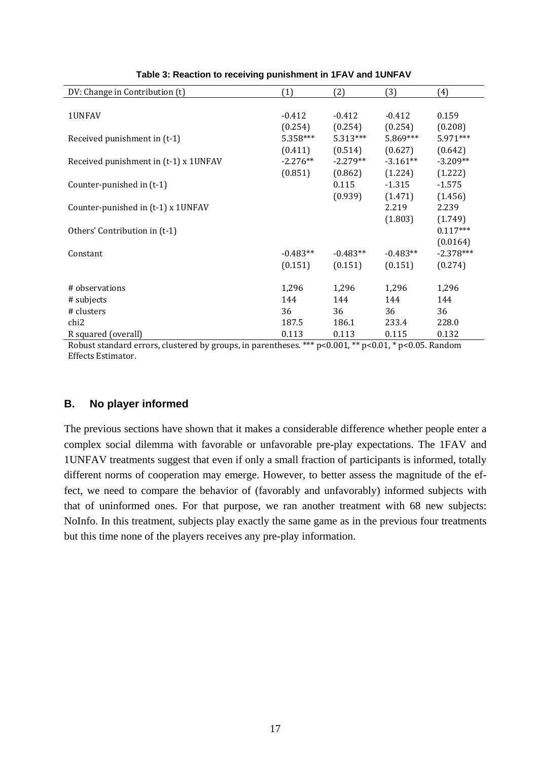**Table 3: Reaction to receiving punishment in 1FAV and 1UNFAV**

| DV: Change in Contribution (t) | (1) | (2) | (3) | (4) |
|---|---|---|---|---|
| 1UNFAV | -0.412 | -0.412 | -0.412 | 0.159 |
| | (0.254) | (0.254) | (0.254) | (0.208) |
| Received punishment in (t-1) | 5.358*** | 5.313*** | 5.869*** | 5.971*** |
| | (0.411) | (0.514) | (0.627) | (0.642) |
| Received punishment in (t-1) x 1UNFAV | -2.276** | -2.279** | -3.161** | -3.209** |
| | (0.851) | (0.862) | (1.224) | (1.222) |
| Counter-punished in (t-1) | | 0.115 | -1.315 | -1.575 |
| | | (0.939) | (1.471) | (1.456) |
| Counter-punished in (t-1) x 1UNFAV | | | 2.219 | 2.239 |
| | | | (1.803) | (1.749) |
| Others' Contribution in (t-1) | | | | 0.117*** |
| | | | | (0.0164) |
| Constant | -0.483** | -0.483** | -0.483** | -2.378*** |
| | (0.151) | (0.151) | (0.151) | (0.274) |
| # observations | 1,296 | 1,296 | 1,296 | 1,296 |
| # subjects | 144 | 144 | 144 | 144 |
| # clusters | 36 | 36 | 36 | 36 |
| chi2 | 187.5 | 186.1 | 233.4 | 228.0 |
| R squared (overall) | 0.113 | 0.113 | 0.115 | 0.132 |

Robust standard errors, clustered by groups, in parentheses. *** p<0.001, ** p<0.01, * p<0.05. Random Effects Estimator.

## B. No player informed

The previous sections have shown that it makes a considerable difference whether people enter a complex social dilemma with favorable or unfavorable pre-play expectations. The 1FAV and 1UNFAV treatments suggest that even if only a small fraction of participants is informed, totally different norms of cooperation may emerge. However, to better assess the magnitude of the effect, we need to compare the behavior of (favorably and unfavorably) informed subjects with that of uninformed ones. For that purpose, we ran another treatment with 68 new subjects: NoInfo. In this treatment, subjects play exactly the same game as in the previous four treatments but this time none of the players receives any pre-play information.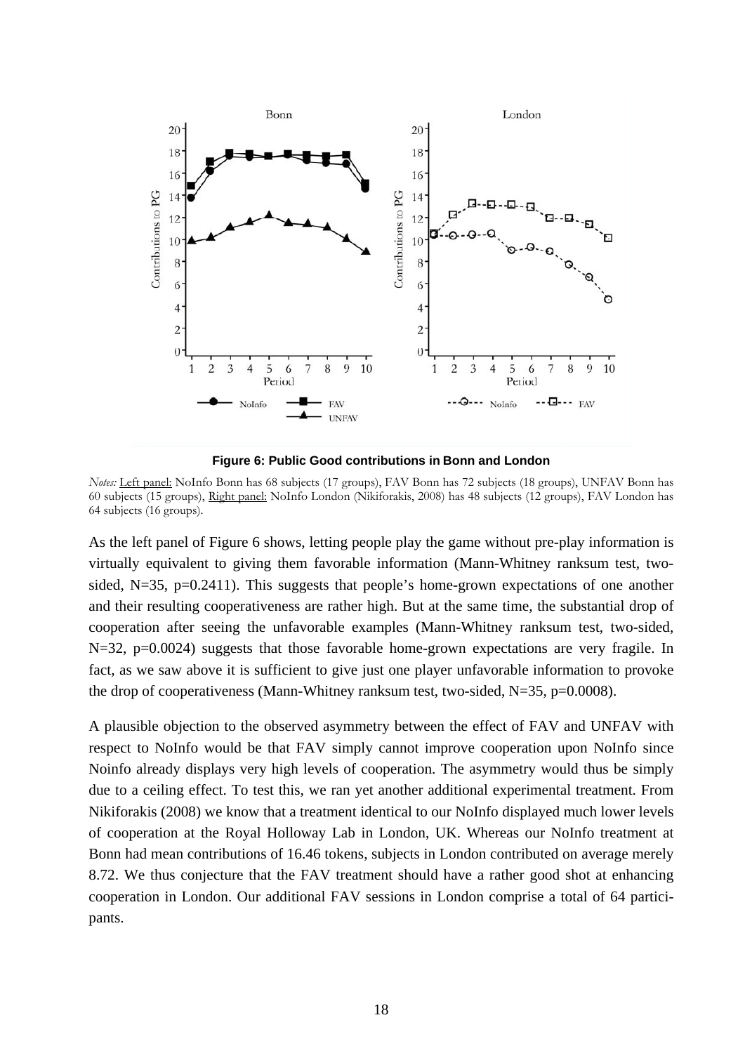**Figure 6: Public Good contributions in Bonn and London**

*Notes:* Left panel: NoInfo Bonn has 68 subjects (17 groups), FAV Bonn has 72 subjects (18 groups), UNFAV Bonn has 60 subjects (15 groups), Right panel: NoInfo London (Nikiforakis, 2008) has 48 subjects (12 groups), FAV London has 64 subjects (16 groups).

As the left panel of Figure 6 shows, letting people play the game without pre-play information is virtually equivalent to giving them favorable information (Mann-Whitney ranksum test, two-sided, N=35, p=0.2411). This suggests that people's home-grown expectations of one another and their resulting cooperativeness are rather high. But at the same time, the substantial drop of cooperation after seeing the unfavorable examples (Mann-Whitney ranksum test, two-sided, N=32, p=0.0024) suggests that those favorable home-grown expectations are very fragile. In fact, as we saw above it is sufficient to give just one player unfavorable information to provoke the drop of cooperativeness (Mann-Whitney ranksum test, two-sided, N=35, p=0.0008).

A plausible objection to the observed asymmetry between the effect of FAV and UNFAV with respect to NoInfo would be that FAV simply cannot improve cooperation upon NoInfo since Noinfo already displays very high levels of cooperation. The asymmetry would thus be simply due to a ceiling effect. To test this, we ran yet another additional experimental treatment. From Nikiforakis (2008) we know that a treatment identical to our NoInfo displayed much lower levels of cooperation at the Royal Holloway Lab in London, UK. Whereas our NoInfo treatment at Bonn had mean contributions of 16.46 tokens, subjects in London contributed on average merely 8.72. We thus conjecture that the FAV treatment should have a rather good shot at enhancing cooperation in London. Our additional FAV sessions in London comprise a total of 64 participants.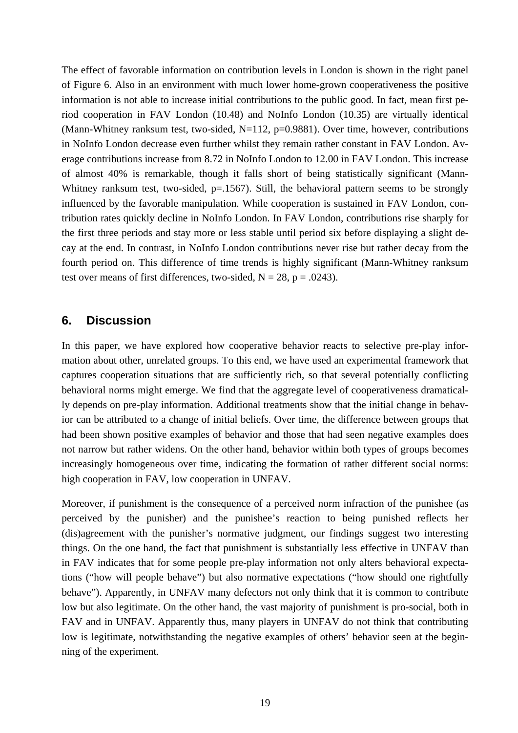The effect of favorable information on contribution levels in London is shown in the right panel of Figure 6. Also in an environment with much lower home-grown cooperativeness the positive information is not able to increase initial contributions to the public good. In fact, mean first period cooperation in FAV London (10.48) and NoInfo London (10.35) are virtually identical (Mann-Whitney ranksum test, two-sided, N=112, p=0.9881). Over time, however, contributions in NoInfo London decrease even further whilst they remain rather constant in FAV London. Average contributions increase from 8.72 in NoInfo London to 12.00 in FAV London. This increase of almost 40% is remarkable, though it falls short of being statistically significant (Mann-Whitney ranksum test, two-sided, p=.1567). Still, the behavioral pattern seems to be strongly influenced by the favorable manipulation. While cooperation is sustained in FAV London, contribution rates quickly decline in NoInfo London. In FAV London, contributions rise sharply for the first three periods and stay more or less stable until period six before displaying a slight decay at the end. In contrast, in NoInfo London contributions never rise but rather decay from the fourth period on. This difference of time trends is highly significant (Mann-Whitney ranksum test over means of first differences, two-sided, $N = 28$, $p = .0243$).

## 6. Discussion

In this paper, we have explored how cooperative behavior reacts to selective pre-play information about other, unrelated groups. To this end, we have used an experimental framework that captures cooperation situations that are sufficiently rich, so that several potentially conflicting behavioral norms might emerge. We find that the aggregate level of cooperativeness dramatically depends on pre-play information. Additional treatments show that the initial change in behavior can be attributed to a change of initial beliefs. Over time, the difference between groups that had been shown positive examples of behavior and those that had seen negative examples does not narrow but rather widens. On the other hand, behavior within both types of groups becomes increasingly homogeneous over time, indicating the formation of rather different social norms: high cooperation in FAV, low cooperation in UNFAV.

Moreover, if punishment is the consequence of a perceived norm infraction of the punishee (as perceived by the punisher) and the punishee's reaction to being punished reflects her (dis)agreement with the punisher's normative judgment, our findings suggest two interesting things. On the one hand, the fact that punishment is substantially less effective in UNFAV than in FAV indicates that for some people pre-play information not only alters behavioral expectations ("how will people behave") but also normative expectations ("how should one rightfully behave"). Apparently, in UNFAV many defectors not only think that it is common to contribute low but also legitimate. On the other hand, the vast majority of punishment is pro-social, both in FAV and in UNFAV. Apparently thus, many players in UNFAV do not think that contributing low is legitimate, notwithstanding the negative examples of others' behavior seen at the beginning of the experiment.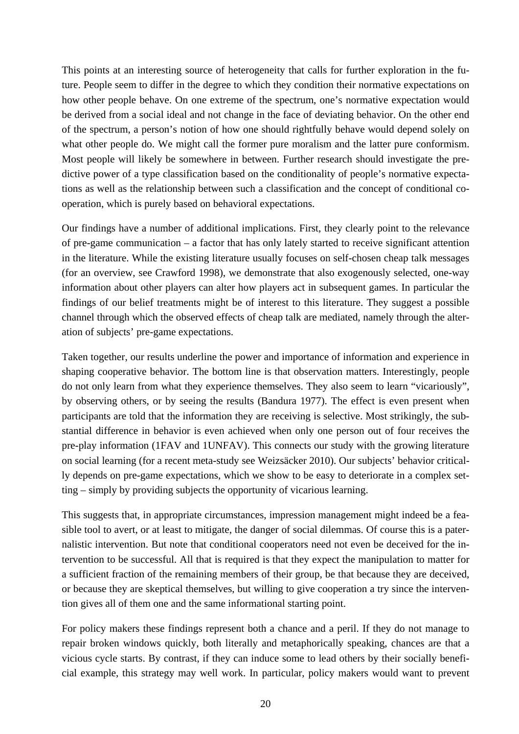This points at an interesting source of heterogeneity that calls for further exploration in the future. People seem to differ in the degree to which they condition their normative expectations on how other people behave. On one extreme of the spectrum, one's normative expectation would be derived from a social ideal and not change in the face of deviating behavior. On the other end of the spectrum, a person's notion of how one should rightfully behave would depend solely on what other people do. We might call the former pure moralism and the latter pure conformism. Most people will likely be somewhere in between. Further research should investigate the predictive power of a type classification based on the conditionality of people's normative expectations as well as the relationship between such a classification and the concept of conditional cooperation, which is purely based on behavioral expectations.

Our findings have a number of additional implications. First, they clearly point to the relevance of pre-game communication – a factor that has only lately started to receive significant attention in the literature. While the existing literature usually focuses on self-chosen cheap talk messages (for an overview, see Crawford 1998), we demonstrate that also exogenously selected, one-way information about other players can alter how players act in subsequent games. In particular the findings of our belief treatments might be of interest to this literature. They suggest a possible channel through which the observed effects of cheap talk are mediated, namely through the alteration of subjects' pre-game expectations.

Taken together, our results underline the power and importance of information and experience in shaping cooperative behavior. The bottom line is that observation matters. Interestingly, people do not only learn from what they experience themselves. They also seem to learn "vicariously", by observing others, or by seeing the results (Bandura 1977). The effect is even present when participants are told that the information they are receiving is selective. Most strikingly, the substantial difference in behavior is even achieved when only one person out of four receives the pre-play information (1FAV and 1UNFAV). This connects our study with the growing literature on social learning (for a recent meta-study see Weizsäcker 2010). Our subjects' behavior critically depends on pre-game expectations, which we show to be easy to deteriorate in a complex setting – simply by providing subjects the opportunity of vicarious learning.

This suggests that, in appropriate circumstances, impression management might indeed be a feasible tool to avert, or at least to mitigate, the danger of social dilemmas. Of course this is a paternalistic intervention. But note that conditional cooperators need not even be deceived for the intervention to be successful. All that is required is that they expect the manipulation to matter for a sufficient fraction of the remaining members of their group, be that because they are deceived, or because they are skeptical themselves, but willing to give cooperation a try since the intervention gives all of them one and the same informational starting point.

For policy makers these findings represent both a chance and a peril. If they do not manage to repair broken windows quickly, both literally and metaphorically speaking, chances are that a vicious cycle starts. By contrast, if they can induce some to lead others by their socially beneficial example, this strategy may well work. In particular, policy makers would want to prevent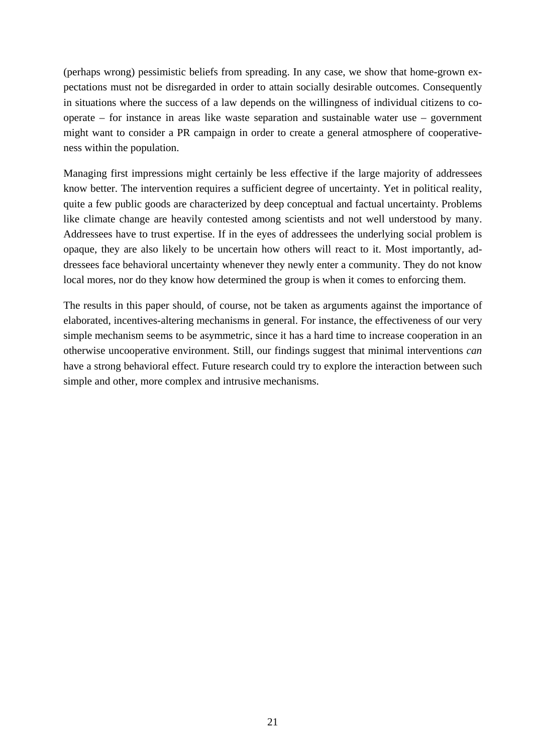(perhaps wrong) pessimistic beliefs from spreading. In any case, we show that home-grown expectations must not be disregarded in order to attain socially desirable outcomes. Consequently in situations where the success of a law depends on the willingness of individual citizens to cooperate – for instance in areas like waste separation and sustainable water use – government might want to consider a PR campaign in order to create a general atmosphere of cooperativeness within the population.

Managing first impressions might certainly be less effective if the large majority of addressees know better. The intervention requires a sufficient degree of uncertainty. Yet in political reality, quite a few public goods are characterized by deep conceptual and factual uncertainty. Problems like climate change are heavily contested among scientists and not well understood by many. Addressees have to trust expertise. If in the eyes of addressees the underlying social problem is opaque, they are also likely to be uncertain how others will react to it. Most importantly, addressees face behavioral uncertainty whenever they newly enter a community. They do not know local mores, nor do they know how determined the group is when it comes to enforcing them.

The results in this paper should, of course, not be taken as arguments against the importance of elaborated, incentives-altering mechanisms in general. For instance, the effectiveness of our very simple mechanism seems to be asymmetric, since it has a hard time to increase cooperation in an otherwise uncooperative environment. Still, our findings suggest that minimal interventions *can* have a strong behavioral effect. Future research could try to explore the interaction between such simple and other, more complex and intrusive mechanisms.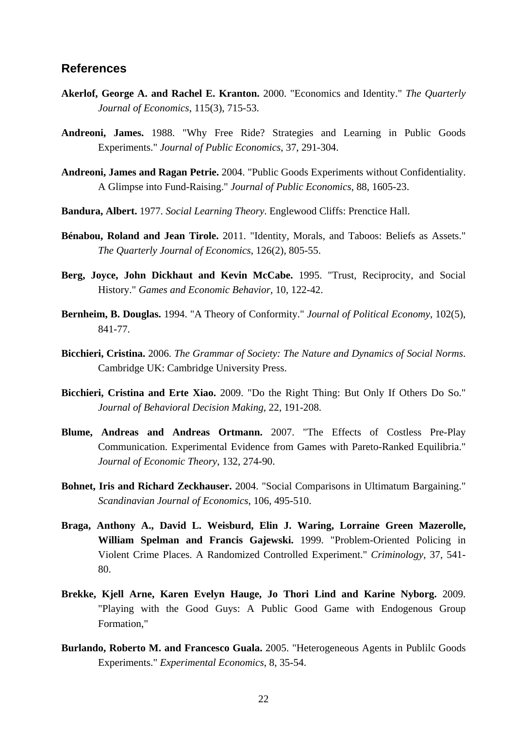## References

**Akerlof, George A. and Rachel E. Kranton.** 2000. "Economics and Identity." *The Quarterly Journal of Economics*, 115(3), 715-53.

**Andreoni, James.** 1988. "Why Free Ride? Strategies and Learning in Public Goods Experiments." *Journal of Public Economics*, 37, 291-304.

**Andreoni, James and Ragan Petrie.** 2004. "Public Goods Experiments without Confidentiality. A Glimpse into Fund-Raising." *Journal of Public Economics*, 88, 1605-23.

**Bandura, Albert.** 1977. *Social Learning Theory*. Englewood Cliffs: Prenctice Hall.

**Bénabou, Roland and Jean Tirole.** 2011. "Identity, Morals, and Taboos: Beliefs as Assets." *The Quarterly Journal of Economics*, 126(2), 805-55.

**Berg, Joyce, John Dickhaut and Kevin McCabe.** 1995. "Trust, Reciprocity, and Social History." *Games and Economic Behavior*, 10, 122-42.

**Bernheim, B. Douglas.** 1994. "A Theory of Conformity." *Journal of Political Economy*, 102(5), 841-77.

**Bicchieri, Cristina.** 2006. *The Grammar of Society: The Nature and Dynamics of Social Norms*. Cambridge UK: Cambridge University Press.

**Bicchieri, Cristina and Erte Xiao.** 2009. "Do the Right Thing: But Only If Others Do So." *Journal of Behavioral Decision Making*, 22, 191-208.

**Blume, Andreas and Andreas Ortmann.** 2007. "The Effects of Costless Pre-Play Communication. Experimental Evidence from Games with Pareto-Ranked Equilibria." *Journal of Economic Theory*, 132, 274-90.

**Bohnet, Iris and Richard Zeckhauser.** 2004. "Social Comparisons in Ultimatum Bargaining." *Scandinavian Journal of Economics*, 106, 495-510.

**Braga, Anthony A., David L. Weisburd, Elin J. Waring, Lorraine Green Mazerolle, William Spelman and Francis Gajewski.** 1999. "Problem-Oriented Policing in Violent Crime Places. A Randomized Controlled Experiment." *Criminology*, 37, 541-80.

**Brekke, Kjell Arne, Karen Evelyn Hauge, Jo Thori Lind and Karine Nyborg.** 2009. "Playing with the Good Guys: A Public Good Game with Endogenous Group Formation,"

**Burlando, Roberto M. and Francesco Guala.** 2005. "Heterogeneous Agents in Publilc Goods Experiments." *Experimental Economics*, 8, 35-54.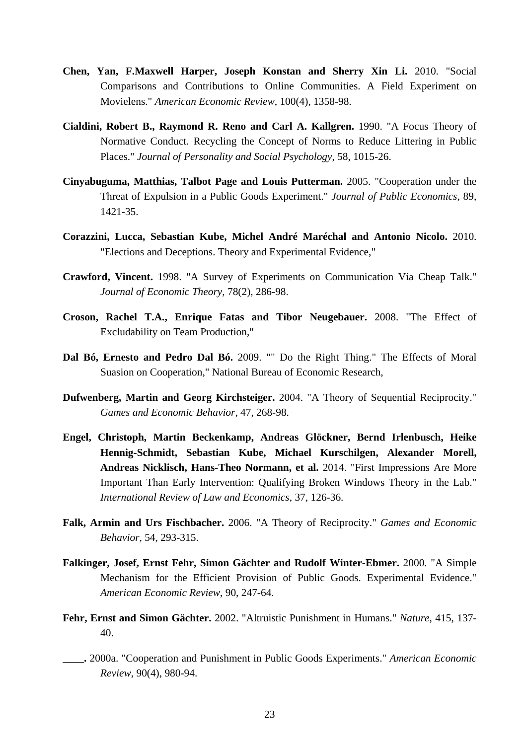**Chen, Yan, F.Maxwell Harper, Joseph Konstan and Sherry Xin Li.** 2010. "Social Comparisons and Contributions to Online Communities. A Field Experiment on Movielens." *American Economic Review*, 100(4), 1358-98.

**Cialdini, Robert B., Raymond R. Reno and Carl A. Kallgren.** 1990. "A Focus Theory of Normative Conduct. Recycling the Concept of Norms to Reduce Littering in Public Places." *Journal of Personality and Social Psychology*, 58, 1015-26.

**Cinyabuguma, Matthias, Talbot Page and Louis Putterman.** 2005. "Cooperation under the Threat of Expulsion in a Public Goods Experiment." *Journal of Public Economics*, 89, 1421-35.

**Corazzini, Lucca, Sebastian Kube, Michel André Maréchal and Antonio Nicolo.** 2010. "Elections and Deceptions. Theory and Experimental Evidence,"

**Crawford, Vincent.** 1998. "A Survey of Experiments on Communication Via Cheap Talk." *Journal of Economic Theory*, 78(2), 286-98.

**Croson, Rachel T.A., Enrique Fatas and Tibor Neugebauer.** 2008. "The Effect of Excludability on Team Production,"

**Dal Bó, Ernesto and Pedro Dal Bó.** 2009. "" Do the Right Thing." The Effects of Moral Suasion on Cooperation," National Bureau of Economic Research,

**Dufwenberg, Martin and Georg Kirchsteiger.** 2004. "A Theory of Sequential Reciprocity." *Games and Economic Behavior*, 47, 268-98.

**Engel, Christoph, Martin Beckenkamp, Andreas Glöckner, Bernd Irlenbusch, Heike Hennig-Schmidt, Sebastian Kube, Michael Kurschilgen, Alexander Morell, Andreas Nicklisch, Hans-Theo Normann, et al.** 2014. "First Impressions Are More Important Than Early Intervention: Qualifying Broken Windows Theory in the Lab." *International Review of Law and Economics*, 37, 126-36.

**Falk, Armin and Urs Fischbacher.** 2006. "A Theory of Reciprocity." *Games and Economic Behavior*, 54, 293-315.

**Falkinger, Josef, Ernst Fehr, Simon Gächter and Rudolf Winter-Ebmer.** 2000. "A Simple Mechanism for the Efficient Provision of Public Goods. Experimental Evidence." *American Economic Review*, 90, 247-64.

**Fehr, Ernst and Simon Gächter.** 2002. "Altruistic Punishment in Humans." *Nature*, 415, 137-40.

**\_\_\_\_.** 2000a. "Cooperation and Punishment in Public Goods Experiments." *American Economic Review*, 90(4), 980-94.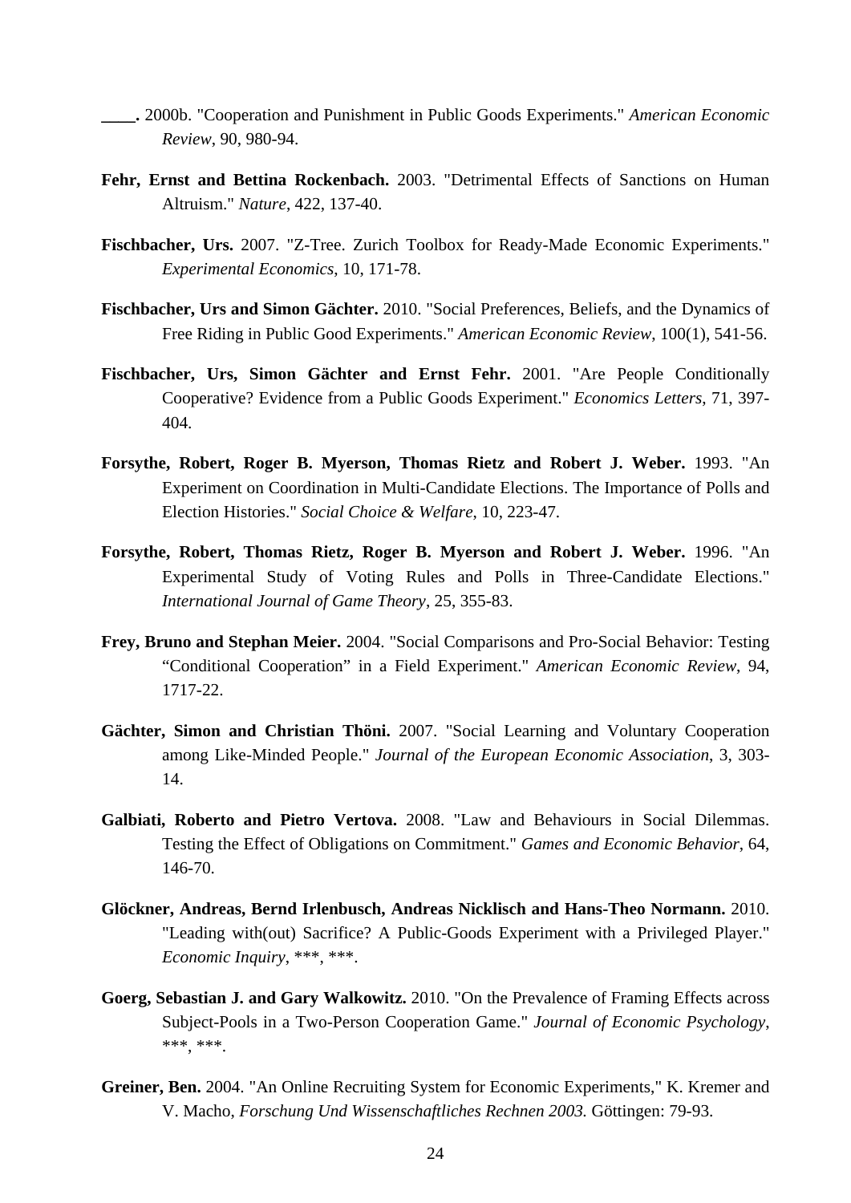**____.** 2000b. "Cooperation and Punishment in Public Goods Experiments." *American Economic Review*, 90, 980-94.

**Fehr, Ernst and Bettina Rockenbach.** 2003. "Detrimental Effects of Sanctions on Human Altruism." *Nature*, 422, 137-40.

**Fischbacher, Urs.** 2007. "Z-Tree. Zurich Toolbox for Ready-Made Economic Experiments." *Experimental Economics*, 10, 171-78.

**Fischbacher, Urs and Simon Gächter.** 2010. "Social Preferences, Beliefs, and the Dynamics of Free Riding in Public Good Experiments." *American Economic Review*, 100(1), 541-56.

**Fischbacher, Urs, Simon Gächter and Ernst Fehr.** 2001. "Are People Conditionally Cooperative? Evidence from a Public Goods Experiment." *Economics Letters*, 71, 397-404.

**Forsythe, Robert, Roger B. Myerson, Thomas Rietz and Robert J. Weber.** 1993. "An Experiment on Coordination in Multi-Candidate Elections. The Importance of Polls and Election Histories." *Social Choice & Welfare*, 10, 223-47.

**Forsythe, Robert, Thomas Rietz, Roger B. Myerson and Robert J. Weber.** 1996. "An Experimental Study of Voting Rules and Polls in Three-Candidate Elections." *International Journal of Game Theory*, 25, 355-83.

**Frey, Bruno and Stephan Meier.** 2004. "Social Comparisons and Pro-Social Behavior: Testing "Conditional Cooperation" in a Field Experiment." *American Economic Review*, 94, 1717-22.

**Gächter, Simon and Christian Thöni.** 2007. "Social Learning and Voluntary Cooperation among Like-Minded People." *Journal of the European Economic Association*, 3, 303-14.

**Galbiati, Roberto and Pietro Vertova.** 2008. "Law and Behaviours in Social Dilemmas. Testing the Effect of Obligations on Commitment." *Games and Economic Behavior*, 64, 146-70.

**Glöckner, Andreas, Bernd Irlenbusch, Andreas Nicklisch and Hans-Theo Normann.** 2010. "Leading with(out) Sacrifice? A Public-Goods Experiment with a Privileged Player." *Economic Inquiry*, ***, ***.

**Goerg, Sebastian J. and Gary Walkowitz.** 2010. "On the Prevalence of Framing Effects across Subject-Pools in a Two-Person Cooperation Game." *Journal of Economic Psychology*, ***, ***.

**Greiner, Ben.** 2004. "An Online Recruiting System for Economic Experiments," K. Kremer and V. Macho, *Forschung Und Wissenschaftliches Rechnen 2003.* Göttingen: 79-93.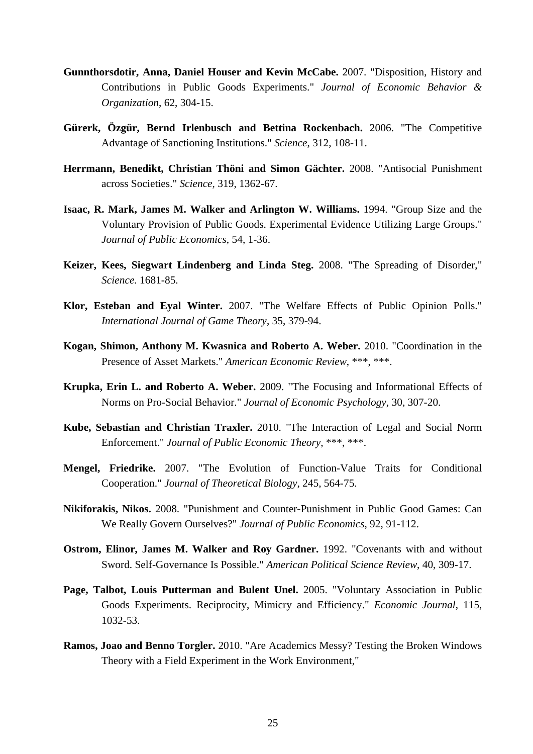**Gunnthorsdotir, Anna, Daniel Houser and Kevin McCabe.** 2007. "Disposition, History and Contributions in Public Goods Experiments." *Journal of Economic Behavior & Organization*, 62, 304-15.

**Gürerk, Özgür, Bernd Irlenbusch and Bettina Rockenbach.** 2006. "The Competitive Advantage of Sanctioning Institutions." *Science*, 312, 108-11.

**Herrmann, Benedikt, Christian Thöni and Simon Gächter.** 2008. "Antisocial Punishment across Societies." *Science*, 319, 1362-67.

**Isaac, R. Mark, James M. Walker and Arlington W. Williams.** 1994. "Group Size and the Voluntary Provision of Public Goods. Experimental Evidence Utilizing Large Groups." *Journal of Public Economics*, 54, 1-36.

**Keizer, Kees, Siegwart Lindenberg and Linda Steg.** 2008. "The Spreading of Disorder," *Science.* 1681-85.

**Klor, Esteban and Eyal Winter.** 2007. "The Welfare Effects of Public Opinion Polls." *International Journal of Game Theory*, 35, 379-94.

**Kogan, Shimon, Anthony M. Kwasnica and Roberto A. Weber.** 2010. "Coordination in the Presence of Asset Markets." *American Economic Review*, ***, ***.

**Krupka, Erin L. and Roberto A. Weber.** 2009. "The Focusing and Informational Effects of Norms on Pro-Social Behavior." *Journal of Economic Psychology*, 30, 307-20.

**Kube, Sebastian and Christian Traxler.** 2010. "The Interaction of Legal and Social Norm Enforcement." *Journal of Public Economic Theory*, ***, ***.

**Mengel, Friedrike.** 2007. "The Evolution of Function-Value Traits for Conditional Cooperation." *Journal of Theoretical Biology*, 245, 564-75.

**Nikiforakis, Nikos.** 2008. "Punishment and Counter-Punishment in Public Good Games: Can We Really Govern Ourselves?" *Journal of Public Economics*, 92, 91-112.

**Ostrom, Elinor, James M. Walker and Roy Gardner.** 1992. "Covenants with and without Sword. Self-Governance Is Possible." *American Political Science Review*, 40, 309-17.

**Page, Talbot, Louis Putterman and Bulent Unel.** 2005. "Voluntary Association in Public Goods Experiments. Reciprocity, Mimicry and Efficiency." *Economic Journal*, 115, 1032-53.

**Ramos, Joao and Benno Torgler.** 2010. "Are Academics Messy? Testing the Broken Windows Theory with a Field Experiment in the Work Environment,"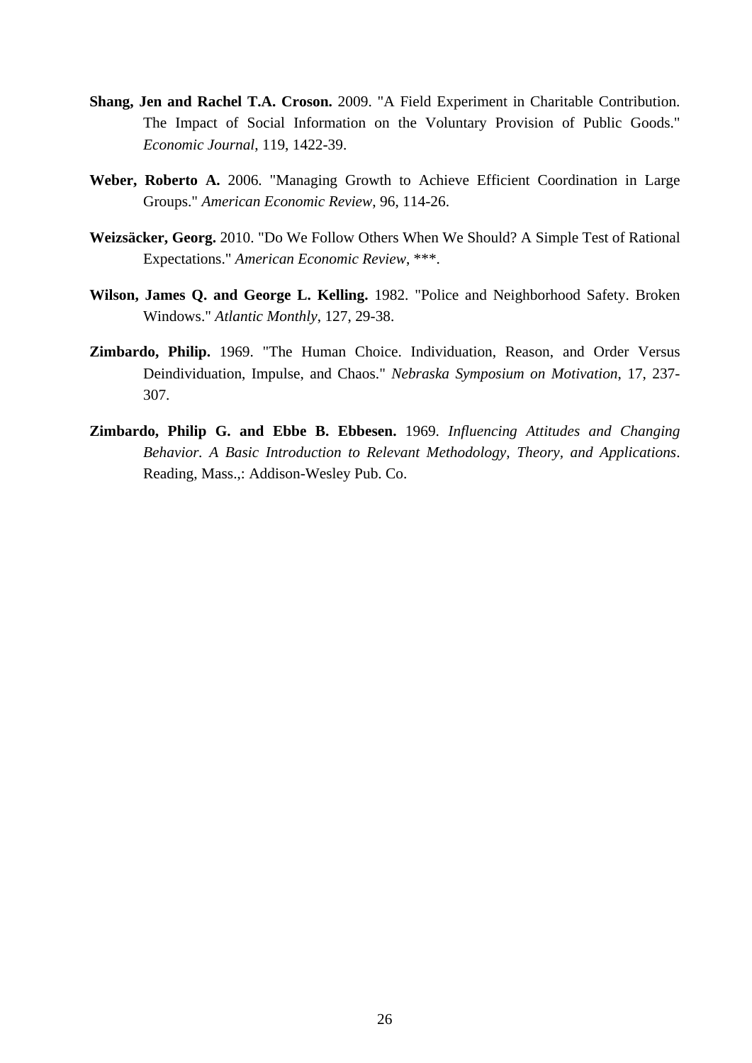**Shang, Jen and Rachel T.A. Croson.** 2009. "A Field Experiment in Charitable Contribution. The Impact of Social Information on the Voluntary Provision of Public Goods." *Economic Journal*, 119, 1422-39.

**Weber, Roberto A.** 2006. "Managing Growth to Achieve Efficient Coordination in Large Groups." *American Economic Review*, 96, 114-26.

**Weizsäcker, Georg.** 2010. "Do We Follow Others When We Should? A Simple Test of Rational Expectations." *American Economic Review*, ***.

**Wilson, James Q. and George L. Kelling.** 1982. "Police and Neighborhood Safety. Broken Windows." *Atlantic Monthly*, 127, 29-38.

**Zimbardo, Philip.** 1969. "The Human Choice. Individuation, Reason, and Order Versus Deindividuation, Impulse, and Chaos." *Nebraska Symposium on Motivation*, 17, 237-307.

**Zimbardo, Philip G. and Ebbe B. Ebbesen.** 1969. *Influencing Attitudes and Changing Behavior. A Basic Introduction to Relevant Methodology, Theory, and Applications*. Reading, Mass.,: Addison-Wesley Pub. Co.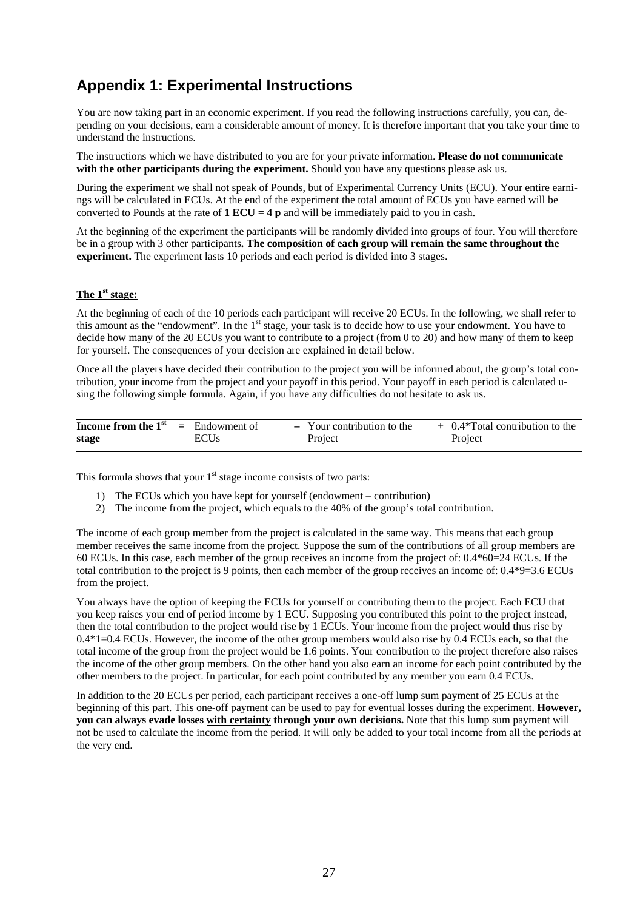## Appendix 1: Experimental Instructions

You are now taking part in an economic experiment. If you read the following instructions carefully, you can, depending on your decisions, earn a considerable amount of money. It is therefore important that you take your time to understand the instructions.

The instructions which we have distributed to you are for your private information. **Please do not communicate with the other participants during the experiment.** Should you have any questions please ask us.

During the experiment we shall not speak of Pounds, but of Experimental Currency Units (ECU). Your entire earnings will be calculated in ECUs. At the end of the experiment the total amount of ECUs you have earned will be converted to Pounds at the rate of **1 ECU = 4 p** and will be immediately paid to you in cash.

At the beginning of the experiment the participants will be randomly divided into groups of four. You will therefore be in a group with 3 other participants**. The composition of each group will remain the same throughout the experiment.** The experiment lasts 10 periods and each period is divided into 3 stages.

**The 1st stage:**

At the beginning of each of the 10 periods each participant will receive 20 ECUs. In the following, we shall refer to this amount as the "endowment". In the 1st stage, your task is to decide how to use your endowment. You have to decide how many of the 20 ECUs you want to contribute to a project (from 0 to 20) and how many of them to keep for yourself. The consequences of your decision are explained in detail below.

Once all the players have decided their contribution to the project you will be informed about, the group's total contribution, your income from the project and your payoff in this period. Your payoff in each period is calculated using the following simple formula. Again, if you have any difficulties do not hesitate to ask us.

| **Income from the 1st stage** | = | Endowment of ECUs | – | Your contribution to the Project | + | 0.4*Total contribution to the Project |
|---|---|---|---|---|---|---|

This formula shows that your 1st stage income consists of two parts:

1) The ECUs which you have kept for yourself (endowment – contribution)
2) The income from the project, which equals to the 40% of the group's total contribution.

The income of each group member from the project is calculated in the same way. This means that each group member receives the same income from the project. Suppose the sum of the contributions of all group members are 60 ECUs. In this case, each member of the group receives an income from the project of: 0.4*60=24 ECUs. If the total contribution to the project is 9 points, then each member of the group receives an income of: 0.4*9=3.6 ECUs from the project.

You always have the option of keeping the ECUs for yourself or contributing them to the project. Each ECU that you keep raises your end of period income by 1 ECU. Supposing you contributed this point to the project instead, then the total contribution to the project would rise by 1 ECUs. Your income from the project would thus rise by 0.4*1=0.4 ECUs. However, the income of the other group members would also rise by 0.4 ECUs each, so that the total income of the group from the project would be 1.6 points. Your contribution to the project therefore also raises the income of the other group members. On the other hand you also earn an income for each point contributed by the other members to the project. In particular, for each point contributed by any member you earn 0.4 ECUs.

In addition to the 20 ECUs per period, each participant receives a one-off lump sum payment of 25 ECUs at the beginning of this part. This one-off payment can be used to pay for eventual losses during the experiment. **However, you can always evade losses <u>with certainty</u> through your own decisions.** Note that this lump sum payment will not be used to calculate the income from the period. It will only be added to your total income from all the periods at the very end.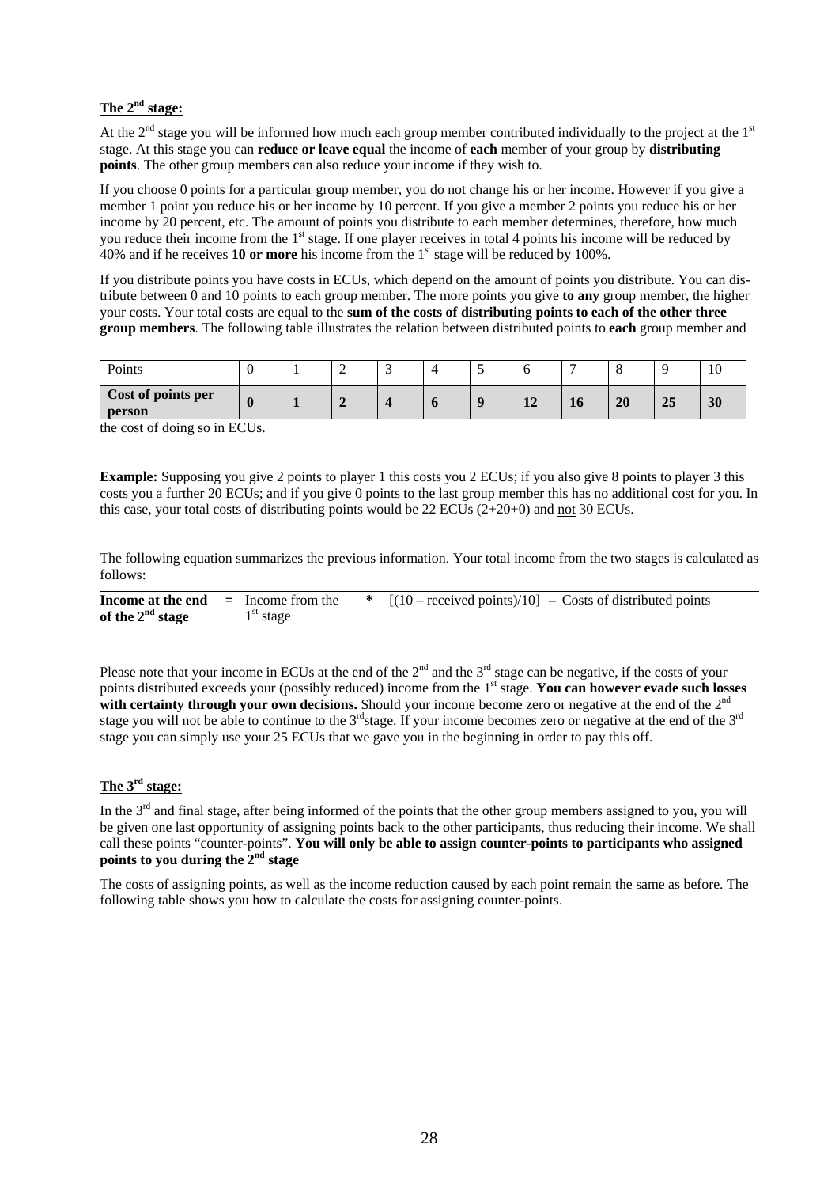## The 2nd stage:

At the 2nd stage you will be informed how much each group member contributed individually to the project at the 1st stage. At this stage you can **reduce or leave equal** the income of **each** member of your group by **distributing points**. The other group members can also reduce your income if they wish to.

If you choose 0 points for a particular group member, you do not change his or her income. However if you give a member 1 point you reduce his or her income by 10 percent. If you give a member 2 points you reduce his or her income by 20 percent, etc. The amount of points you distribute to each member determines, therefore, how much you reduce their income from the 1st stage. If one player receives in total 4 points his income will be reduced by 40% and if he receives **10 or more** his income from the 1st stage will be reduced by 100%.

If you distribute points you have costs in ECUs, which depend on the amount of points you distribute. You can distribute between 0 and 10 points to each group member. The more points you give **to any** group member, the higher your costs. Your total costs are equal to the **sum of the costs of distributing points to each of the other three group members**. The following table illustrates the relation between distributed points to **each** group member and the cost of doing so in ECUs.

| Points | 0 | 1 | 2 | 3 | 4 | 5 | 6 | 7 | 8 | 9 | 10 |
|---|---|---|---|---|---|---|---|---|---|---|---|
| **Cost of points per person** | **0** | **1** | **2** | **4** | **6** | **9** | **12** | **16** | **20** | **25** | **30** |

**Example:** Supposing you give 2 points to player 1 this costs you 2 ECUs; if you also give 8 points to player 3 this costs you a further 20 ECUs; and if you give 0 points to the last group member this has no additional cost for you. In this case, your total costs of distributing points would be 22 ECUs (2+20+0) and not 30 ECUs.

The following equation summarizes the previous information. Your total income from the two stages is calculated as follows:

**Income at the end of the 2nd stage** = Income from the 1st stage * [(10 – received points)/10] – Costs of distributed points

Please note that your income in ECUs at the end of the 2nd and the 3rd stage can be negative, if the costs of your points distributed exceeds your (possibly reduced) income from the 1st stage. **You can however evade such losses with certainty through your own decisions.** Should your income become zero or negative at the end of the 2nd stage you will not be able to continue to the 3rd stage. If your income becomes zero or negative at the end of the 3rd stage you can simply use your 25 ECUs that we gave you in the beginning in order to pay this off.

## The 3rd stage:

In the 3rd and final stage, after being informed of the points that the other group members assigned to you, you will be given one last opportunity of assigning points back to the other participants, thus reducing their income. We shall call these points "counter-points". **You will only be able to assign counter-points to participants who assigned points to you during the 2nd stage**

The costs of assigning points, as well as the income reduction caused by each point remain the same as before. The following table shows you how to calculate the costs for assigning counter-points.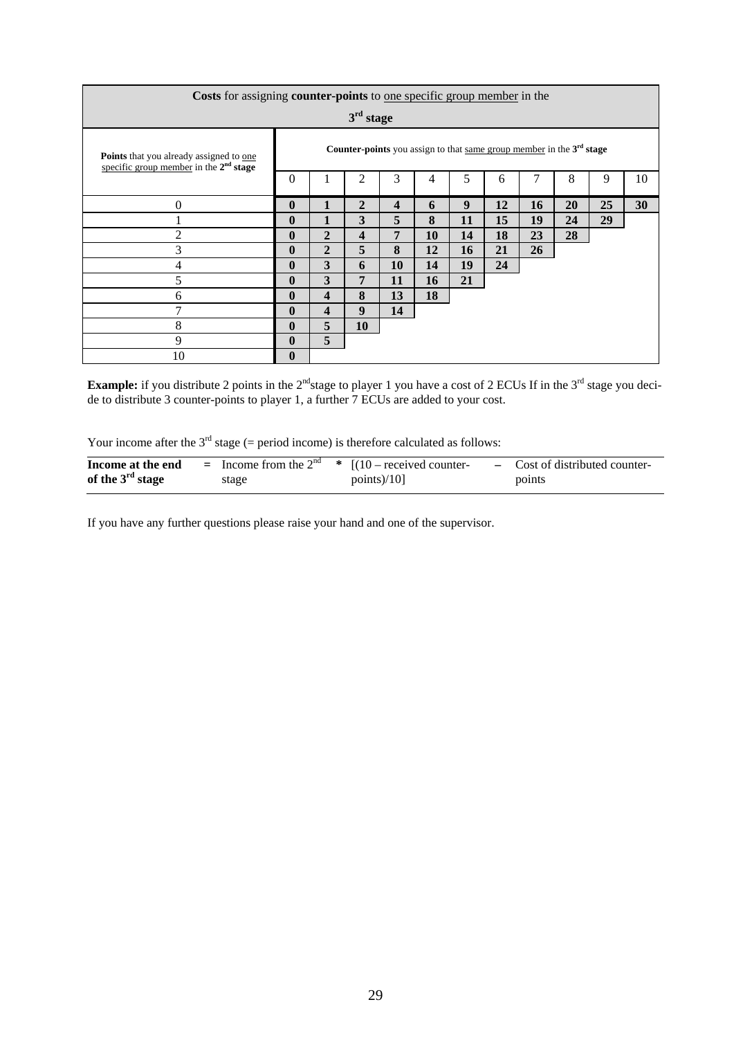| **Costs** for assigning **counter-points** to one specific group member in the **3rd stage** | | | | | | | | | | | |
|---|---|---|---|---|---|---|---|---|---|---|---|
| **Points** that you already assigned to one specific group member in the **2nd stage** | **Counter-points** you assign to that same group member in the **3rd stage** | | | | | | | | | | |
| | 0 | 1 | 2 | 3 | 4 | 5 | 6 | 7 | 8 | 9 | 10 |
| 0 | **0** | **1** | **2** | **4** | **6** | **9** | **12** | **16** | **20** | **25** | **30** |
| 1 | **0** | **1** | **3** | **5** | **8** | **11** | **15** | **19** | **24** | **29** | |
| 2 | **0** | **2** | **4** | **7** | **10** | **14** | **18** | **23** | **28** | | |
| 3 | **0** | **2** | **5** | **8** | **12** | **16** | **21** | **26** | | | |
| 4 | **0** | **3** | **6** | **10** | **14** | **19** | **24** | | | | |
| 5 | **0** | **3** | **7** | **11** | **16** | **21** | | | | | |
| 6 | **0** | **4** | **8** | **13** | **18** | | | | | | |
| 7 | **0** | **4** | **9** | **14** | | | | | | | |
| 8 | **0** | **5** | **10** | | | | | | | | |
| 9 | **0** | **5** | | | | | | | | | |
| 10 | **0** | | | | | | | | | | |

**Example:** if you distribute 2 points in the 2nd stage to player 1 you have a cost of 2 ECUs If in the 3rd stage you decide to distribute 3 counter-points to player 1, a further 7 ECUs are added to your cost.

Your income after the 3rd stage (= period income) is therefore calculated as follows:

| **Income at the end of the 3rd stage** | **=** | Income from the 2nd stage | **\*** | [(10 – received counter-points)/10] | **–** | Cost of distributed counter-points |
|---|---|---|---|---|---|---|

If you have any further questions please raise your hand and one of the supervisor.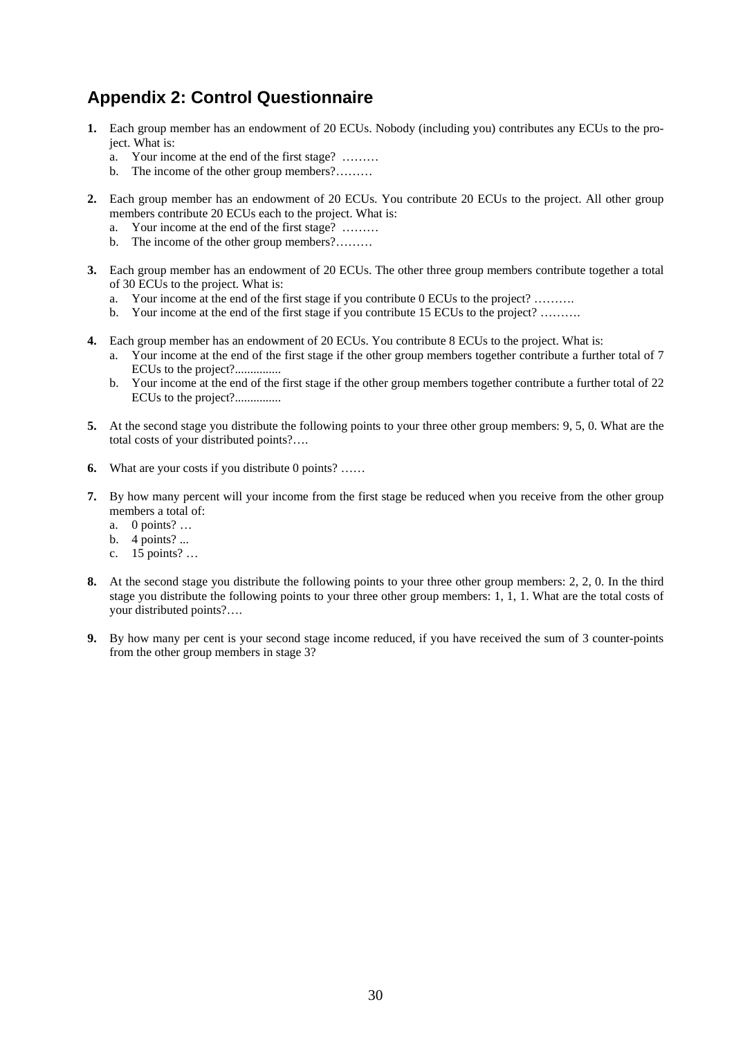## Appendix 2: Control Questionnaire

1. Each group member has an endowment of 20 ECUs. Nobody (including you) contributes any ECUs to the project. What is:
   a. Your income at the end of the first stage? ………
   b. The income of the other group members?………

2. Each group member has an endowment of 20 ECUs. You contribute 20 ECUs to the project. All other group members contribute 20 ECUs each to the project. What is:
   a. Your income at the end of the first stage? ………
   b. The income of the other group members?………

3. Each group member has an endowment of 20 ECUs. The other three group members contribute together a total of 30 ECUs to the project. What is:
   a. Your income at the end of the first stage if you contribute 0 ECUs to the project? ……….
   b. Your income at the end of the first stage if you contribute 15 ECUs to the project? ……….

4. Each group member has an endowment of 20 ECUs. You contribute 8 ECUs to the project. What is:
   a. Your income at the end of the first stage if the other group members together contribute a further total of 7 ECUs to the project?...............
   b. Your income at the end of the first stage if the other group members together contribute a further total of 22 ECUs to the project?...............

5. At the second stage you distribute the following points to your three other group members: 9, 5, 0. What are the total costs of your distributed points?….

6. What are your costs if you distribute 0 points? ……

7. By how many percent will your income from the first stage be reduced when you receive from the other group members a total of:
   a. 0 points? …
   b. 4 points? ...
   c. 15 points? …

8. At the second stage you distribute the following points to your three other group members: 2, 2, 0. In the third stage you distribute the following points to your three other group members: 1, 1, 1. What are the total costs of your distributed points?….

9. By how many per cent is your second stage income reduced, if you have received the sum of 3 counter-points from the other group members in stage 3?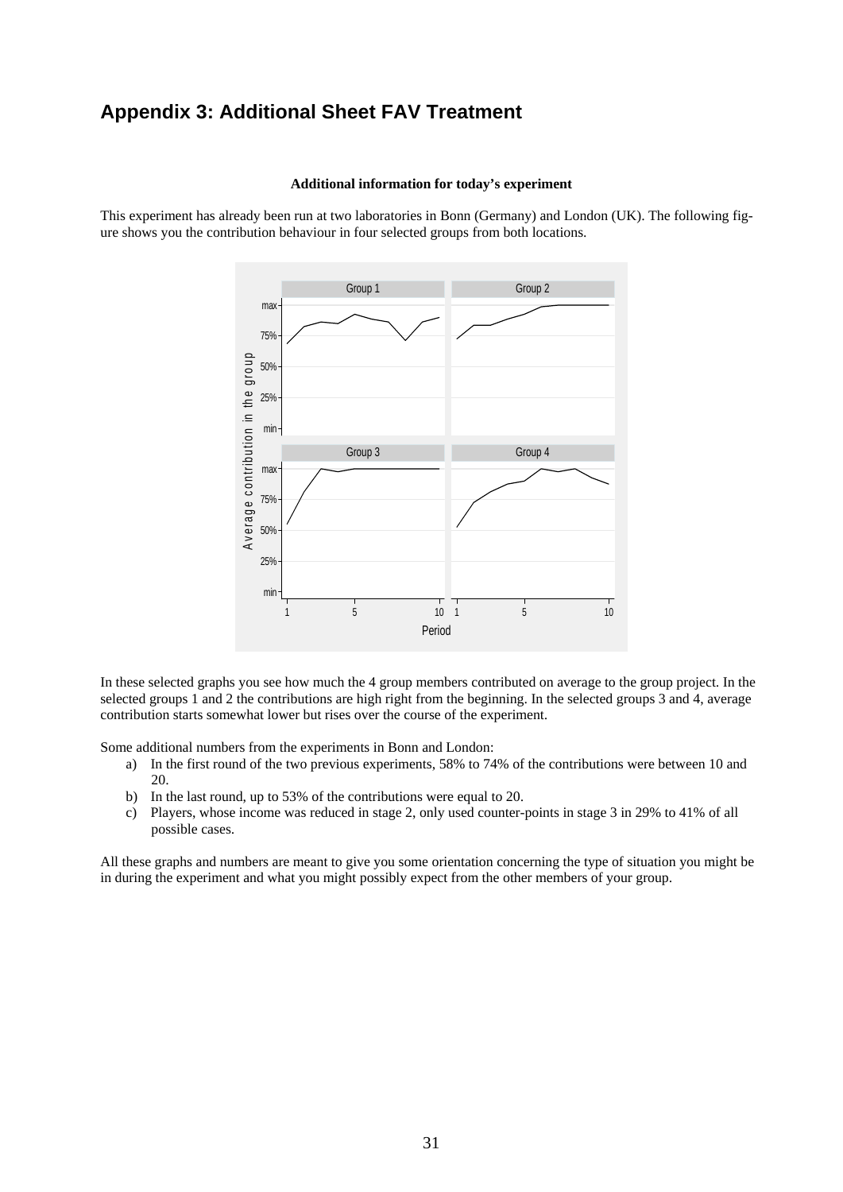## Appendix 3: Additional Sheet FAV Treatment

**Additional information for today's experiment**

This experiment has already been run at two laboratories in Bonn (Germany) and London (UK). The following figure shows you the contribution behaviour in four selected groups from both locations.

In these selected graphs you see how much the 4 group members contributed on average to the group project. In the selected groups 1 and 2 the contributions are high right from the beginning. In the selected groups 3 and 4, average contribution starts somewhat lower but rises over the course of the experiment.

Some additional numbers from the experiments in Bonn and London:

a) In the first round of the two previous experiments, 58% to 74% of the contributions were between 10 and 20.
b) In the last round, up to 53% of the contributions were equal to 20.
c) Players, whose income was reduced in stage 2, only used counter-points in stage 3 in 29% to 41% of all possible cases.

All these graphs and numbers are meant to give you some orientation concerning the type of situation you might be in during the experiment and what you might possibly expect from the other members of your group.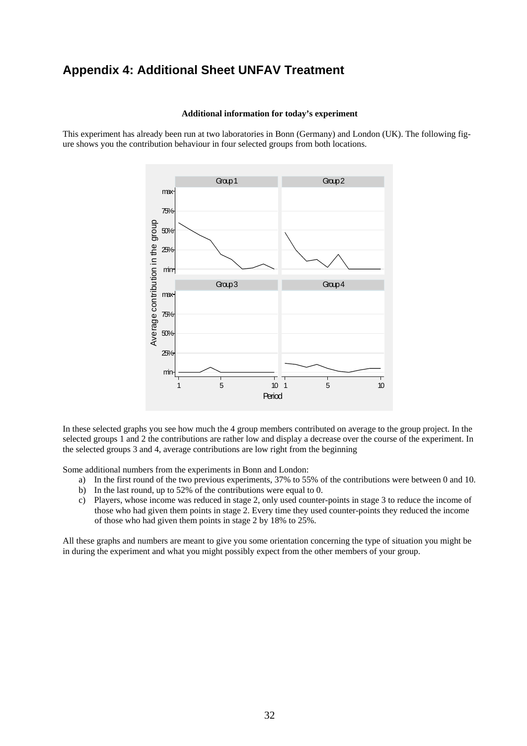## Appendix 4: Additional Sheet UNFAV Treatment

**Additional information for today's experiment**

This experiment has already been run at two laboratories in Bonn (Germany) and London (UK). The following figure shows you the contribution behaviour in four selected groups from both locations.

In these selected graphs you see how much the 4 group members contributed on average to the group project. In the selected groups 1 and 2 the contributions are rather low and display a decrease over the course of the experiment. In the selected groups 3 and 4, average contributions are low right from the beginning

Some additional numbers from the experiments in Bonn and London:

a) In the first round of the two previous experiments, 37% to 55% of the contributions were between 0 and 10.
b) In the last round, up to 52% of the contributions were equal to 0.
c) Players, whose income was reduced in stage 2, only used counter-points in stage 3 to reduce the income of those who had given them points in stage 2. Every time they used counter-points they reduced the income of those who had given them points in stage 2 by 18% to 25%.

All these graphs and numbers are meant to give you some orientation concerning the type of situation you might be in during the experiment and what you might possibly expect from the other members of your group.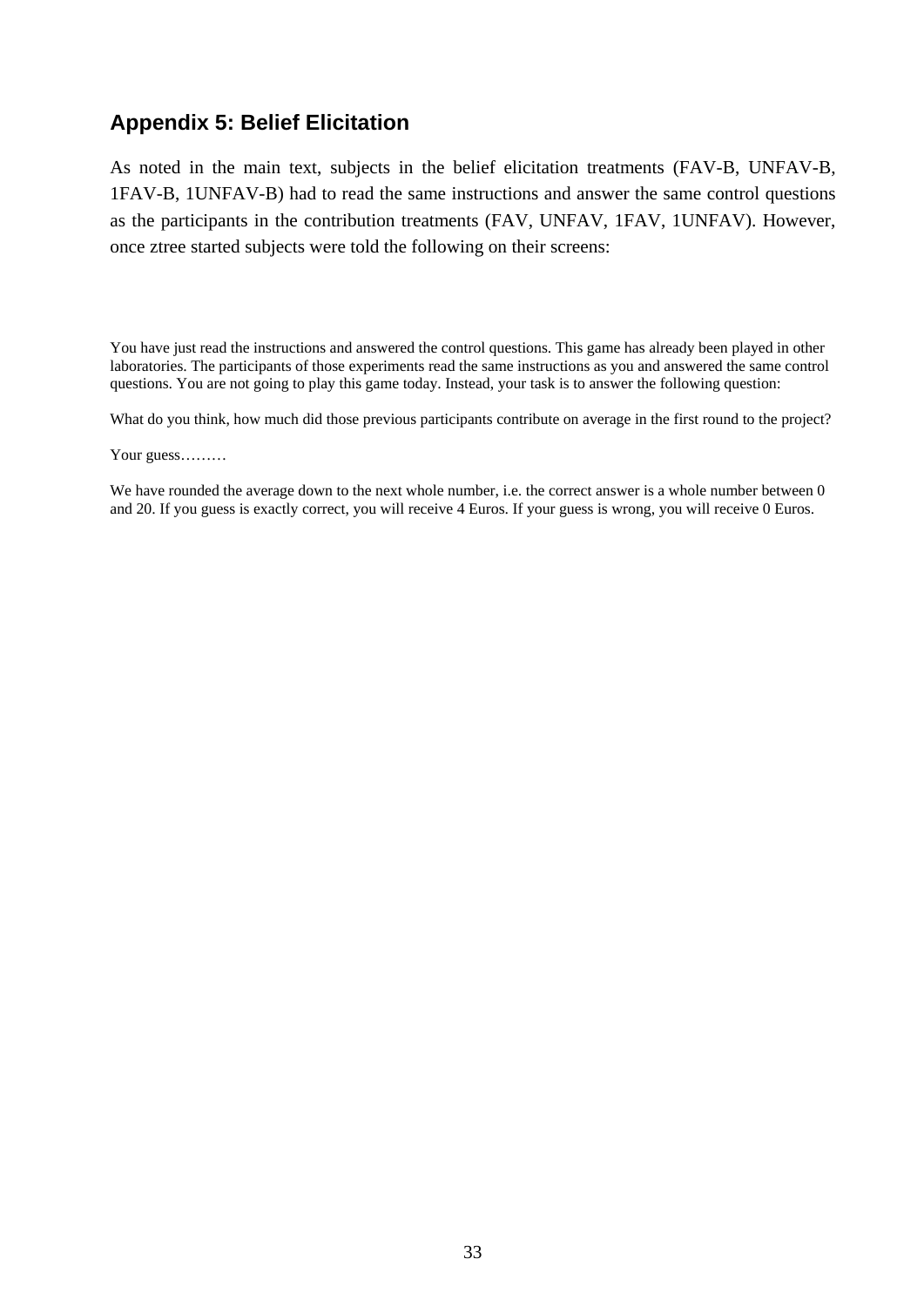## Appendix 5: Belief Elicitation

As noted in the main text, subjects in the belief elicitation treatments (FAV-B, UNFAV-B, 1FAV-B, 1UNFAV-B) had to read the same instructions and answer the same control questions as the participants in the contribution treatments (FAV, UNFAV, 1FAV, 1UNFAV). However, once ztree started subjects were told the following on their screens:

You have just read the instructions and answered the control questions. This game has already been played in other laboratories. The participants of those experiments read the same instructions as you and answered the same control questions. You are not going to play this game today. Instead, your task is to answer the following question:

What do you think, how much did those previous participants contribute on average in the first round to the project?

Your guess………

We have rounded the average down to the next whole number, i.e. the correct answer is a whole number between 0 and 20. If you guess is exactly correct, you will receive 4 Euros. If your guess is wrong, you will receive 0 Euros.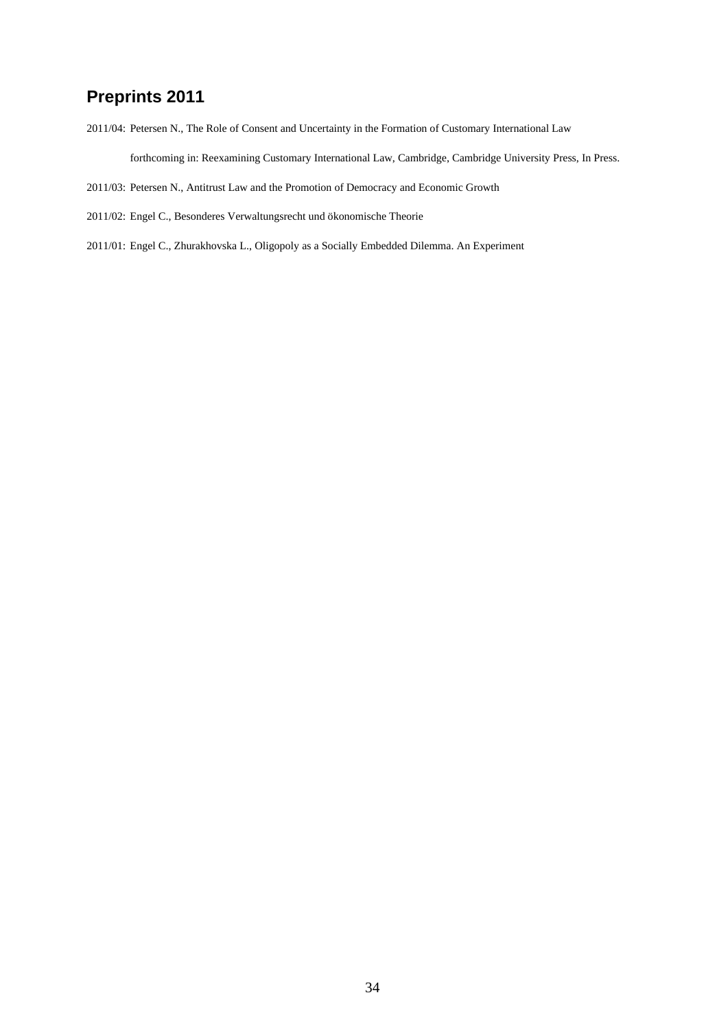## Preprints 2011

2011/04: Petersen N., The Role of Consent and Uncertainty in the Formation of Customary International Law

forthcoming in: Reexamining Customary International Law, Cambridge, Cambridge University Press, In Press.

2011/03: Petersen N., Antitrust Law and the Promotion of Democracy and Economic Growth

2011/02: Engel C., Besonderes Verwaltungsrecht und ökonomische Theorie

2011/01: Engel C., Zhurakhovska L., Oligopoly as a Socially Embedded Dilemma. An Experiment